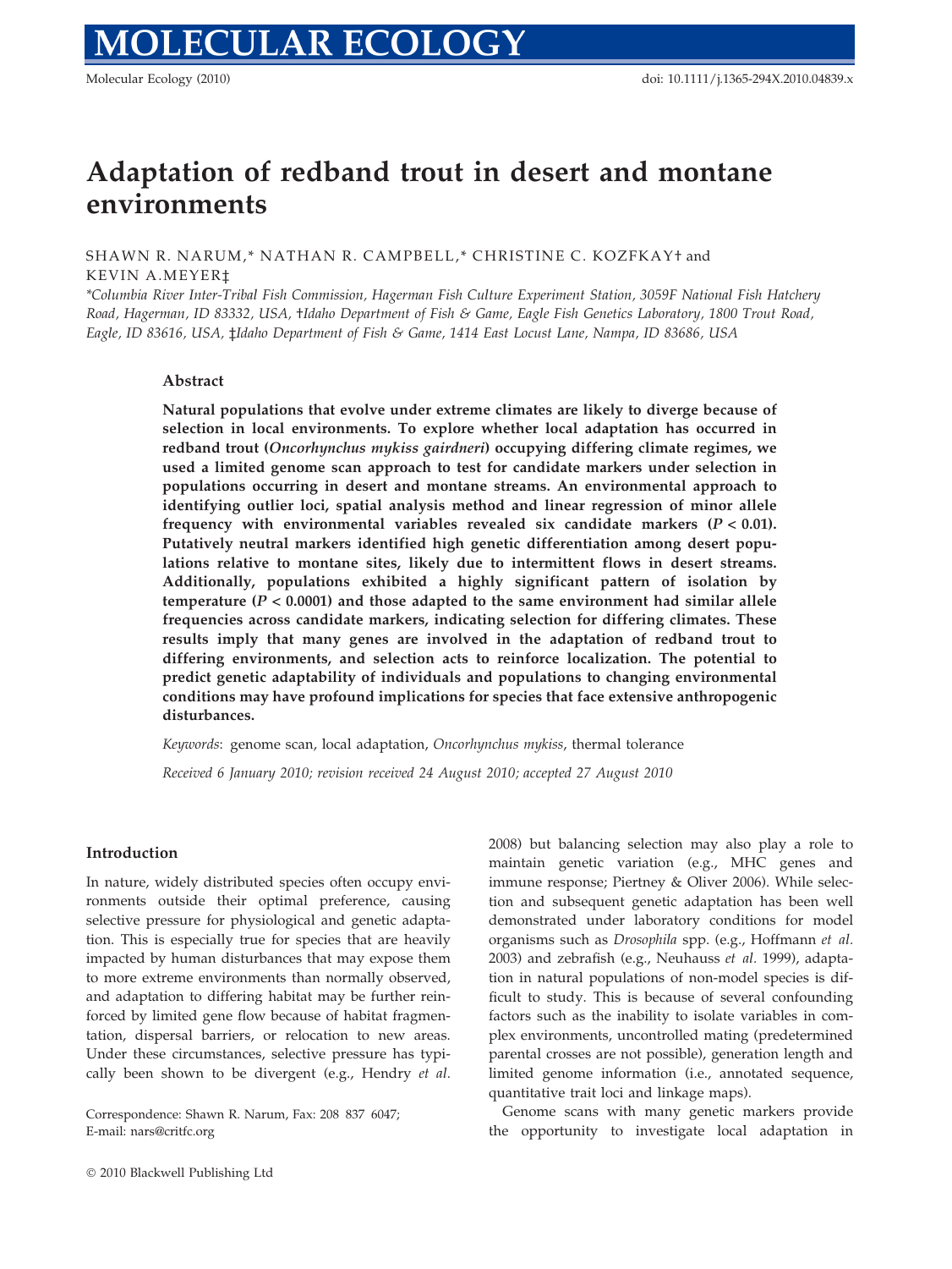# Adaptation of redband trout in desert and montane environments

SHAWN R. NARUM,* NATHAN R. CAMPBELL,* CHRISTINE C. KOZFKAY† and KEVIN A. MEYER‡

*Columbia River Inter-Tribal Fish Commission, Hagerman Fish Culture Experiment Station, 3059F National Fish Hatchery Road, Hagerman, ID 83332, USA, †Idaho Department of Fish & Game, Eagle Fish Genetics Laboratory, 1800 Trout Road, Eagle, ID 83616, USA, ‡Idaho Department of Fish & Game, 1414 East Locust Lane, Nampa, ID 83686, USA

## Abstract

**Natural populations that evolve under extreme climates are likely to diverge because of selection in local environments. To explore whether local adaptation has occurred in redband trout (*Oncorhynchus mykiss gairdneri*) occupying differing climate regimes, we used a limited genome scan approach to test for candidate markers under selection in populations occurring in desert and montane streams. An environmental approach to identifying outlier loci, spatial analysis method and linear regression of minor allele frequency with environmental variables revealed six candidate markers ($P < 0.01$). Putatively neutral markers identified high genetic differentiation among desert populations relative to montane sites, likely due to intermittent flows in desert streams. Additionally, populations exhibited a highly significant pattern of isolation by temperature ($P < 0.0001$) and those adapted to the same environment had similar allele frequencies across candidate markers, indicating selection for differing climates. These results imply that many genes are involved in the adaptation of redband trout to differing environments, and selection acts to reinforce localization. The potential to predict genetic adaptability of individuals and populations to changing environmental conditions may have profound implications for species that face extensive anthropogenic disturbances.**

*Keywords*: genome scan, local adaptation, *Oncorhynchus mykiss*, thermal tolerance

*Received 6 January 2010; revision received 24 August 2010; accepted 27 August 2010*

## Introduction

In nature, widely distributed species often occupy environments outside their optimal preference, causing selective pressure for physiological and genetic adaptation. This is especially true for species that are heavily impacted by human disturbances that may expose them to more extreme environments than normally observed, and adaptation to differing habitat may be further reinforced by limited gene flow because of habitat fragmentation, dispersal barriers, or relocation to new areas. Under these circumstances, selective pressure has typically been shown to be divergent (e.g., Hendry *et al.* 2008) but balancing selection may also play a role to maintain genetic variation (e.g., MHC genes and immune response; Piertney & Oliver 2006). While selection and subsequent genetic adaptation has been well demonstrated under laboratory conditions for model organisms such as *Drosophila* spp. (e.g., Hoffmann *et al.* 2003) and zebrafish (e.g., Neuhauss *et al.* 1999), adaptation in natural populations of non-model species is difficult to study. This is because of several confounding factors such as the inability to isolate variables in complex environments, uncontrolled mating (predetermined parental crosses are not possible), generation length and limited genome information (i.e., annotated sequence, quantitative trait loci and linkage maps).

Genome scans with many genetic markers provide the opportunity to investigate local adaptation in

Correspondence: Shawn R. Narum, Fax: 208 837 6047; E-mail: nars@critfc.org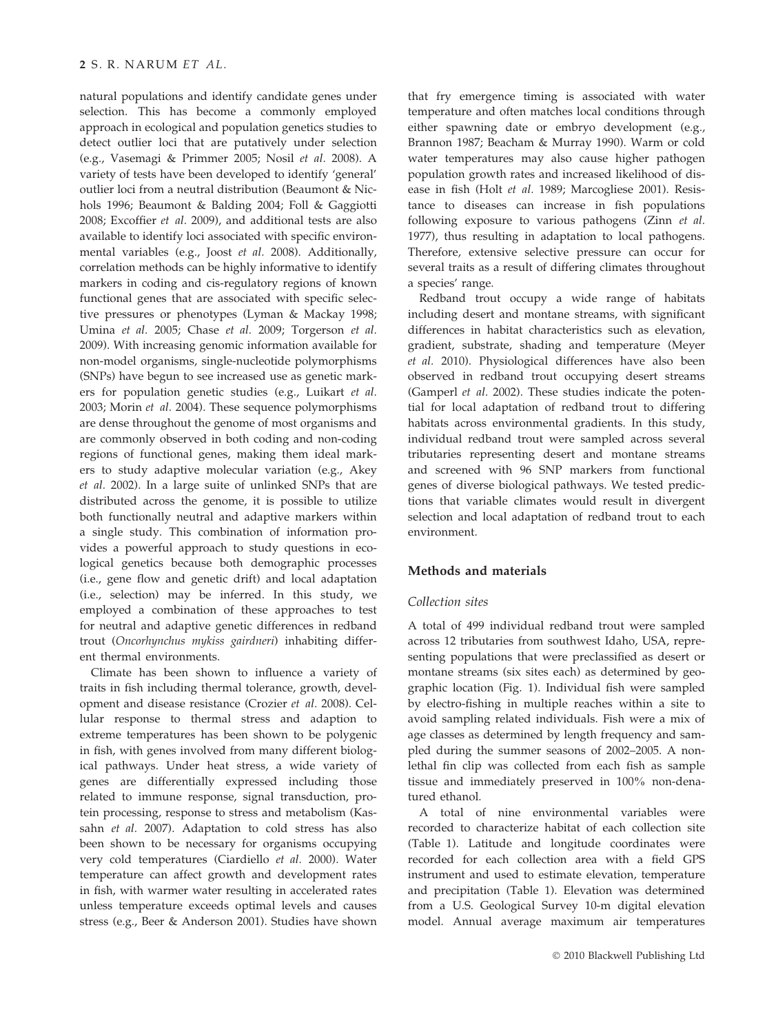natural populations and identify candidate genes under selection. This has become a commonly employed approach in ecological and population genetics studies to detect outlier loci that are putatively under selection (e.g., Vasemagi & Primmer 2005; Nosil *et al.* 2008). A variety of tests have been developed to identify 'general' outlier loci from a neutral distribution (Beaumont & Nichols 1996; Beaumont & Balding 2004; Foll & Gaggiotti 2008; Excoffier *et al.* 2009), and additional tests are also available to identify loci associated with specific environmental variables (e.g., Joost *et al.* 2008). Additionally, correlation methods can be highly informative to identify markers in coding and cis-regulatory regions of known functional genes that are associated with specific selective pressures or phenotypes (Lyman & Mackay 1998; Umina *et al.* 2005; Chase *et al.* 2009; Torgerson *et al.* 2009). With increasing genomic information available for non-model organisms, single-nucleotide polymorphisms (SNPs) have begun to see increased use as genetic markers for population genetic studies (e.g., Luikart *et al.* 2003; Morin *et al.* 2004). These sequence polymorphisms are dense throughout the genome of most organisms and are commonly observed in both coding and non-coding regions of functional genes, making them ideal markers to study adaptive molecular variation (e.g., Akey *et al.* 2002). In a large suite of unlinked SNPs that are distributed across the genome, it is possible to utilize both functionally neutral and adaptive markers within a single study. This combination of information provides a powerful approach to study questions in ecological genetics because both demographic processes (i.e., gene flow and genetic drift) and local adaptation (i.e., selection) may be inferred. In this study, we employed a combination of these approaches to test for neutral and adaptive genetic differences in redband trout (*Oncorhynchus mykiss gairdneri*) inhabiting different thermal environments.

Climate has been shown to influence a variety of traits in fish including thermal tolerance, growth, development and disease resistance (Crozier *et al.* 2008). Cellular response to thermal stress and adaption to extreme temperatures has been shown to be polygenic in fish, with genes involved from many different biological pathways. Under heat stress, a wide variety of genes are differentially expressed including those related to immune response, signal transduction, protein processing, response to stress and metabolism (Kassahn *et al.* 2007). Adaptation to cold stress has also been shown to be necessary for organisms occupying very cold temperatures (Ciardiello *et al.* 2000). Water temperature can affect growth and development rates in fish, with warmer water resulting in accelerated rates unless temperature exceeds optimal levels and causes stress (e.g., Beer & Anderson 2001). Studies have shown that fry emergence timing is associated with water temperature and often matches local conditions through either spawning date or embryo development (e.g., Brannon 1987; Beacham & Murray 1990). Warm or cold water temperatures may also cause higher pathogen population growth rates and increased likelihood of disease in fish (Holt *et al.* 1989; Marcogliese 2001). Resistance to diseases can increase in fish populations following exposure to various pathogens (Zinn *et al.* 1977), thus resulting in adaptation to local pathogens. Therefore, extensive selective pressure can occur for several traits as a result of differing climates throughout a species' range.

Redband trout occupy a wide range of habitats including desert and montane streams, with significant differences in habitat characteristics such as elevation, gradient, substrate, shading and temperature (Meyer *et al.* 2010). Physiological differences have also been observed in redband trout occupying desert streams (Gamperl *et al.* 2002). These studies indicate the potential for local adaptation of redband trout to differing habitats across environmental gradients. In this study, individual redband trout were sampled across several tributaries representing desert and montane streams and screened with 96 SNP markers from functional genes of diverse biological pathways. We tested predictions that variable climates would result in divergent selection and local adaptation of redband trout to each environment.

## Methods and materials

### Collection sites

A total of 499 individual redband trout were sampled across 12 tributaries from southwest Idaho, USA, representing populations that were preclassified as desert or montane streams (six sites each) as determined by geographic location (Fig. 1). Individual fish were sampled by electro-fishing in multiple reaches within a site to avoid sampling related individuals. Fish were a mix of age classes as determined by length frequency and sampled during the summer seasons of 2002–2005. A non-lethal fin clip was collected from each fish as sample tissue and immediately preserved in 100% non-denatured ethanol.

A total of nine environmental variables were recorded to characterize habitat of each collection site (Table 1). Latitude and longitude coordinates were recorded for each collection area with a field GPS instrument and used to estimate elevation, temperature and precipitation (Table 1). Elevation was determined from a U.S. Geological Survey 10-m digital elevation model. Annual average maximum air temperatures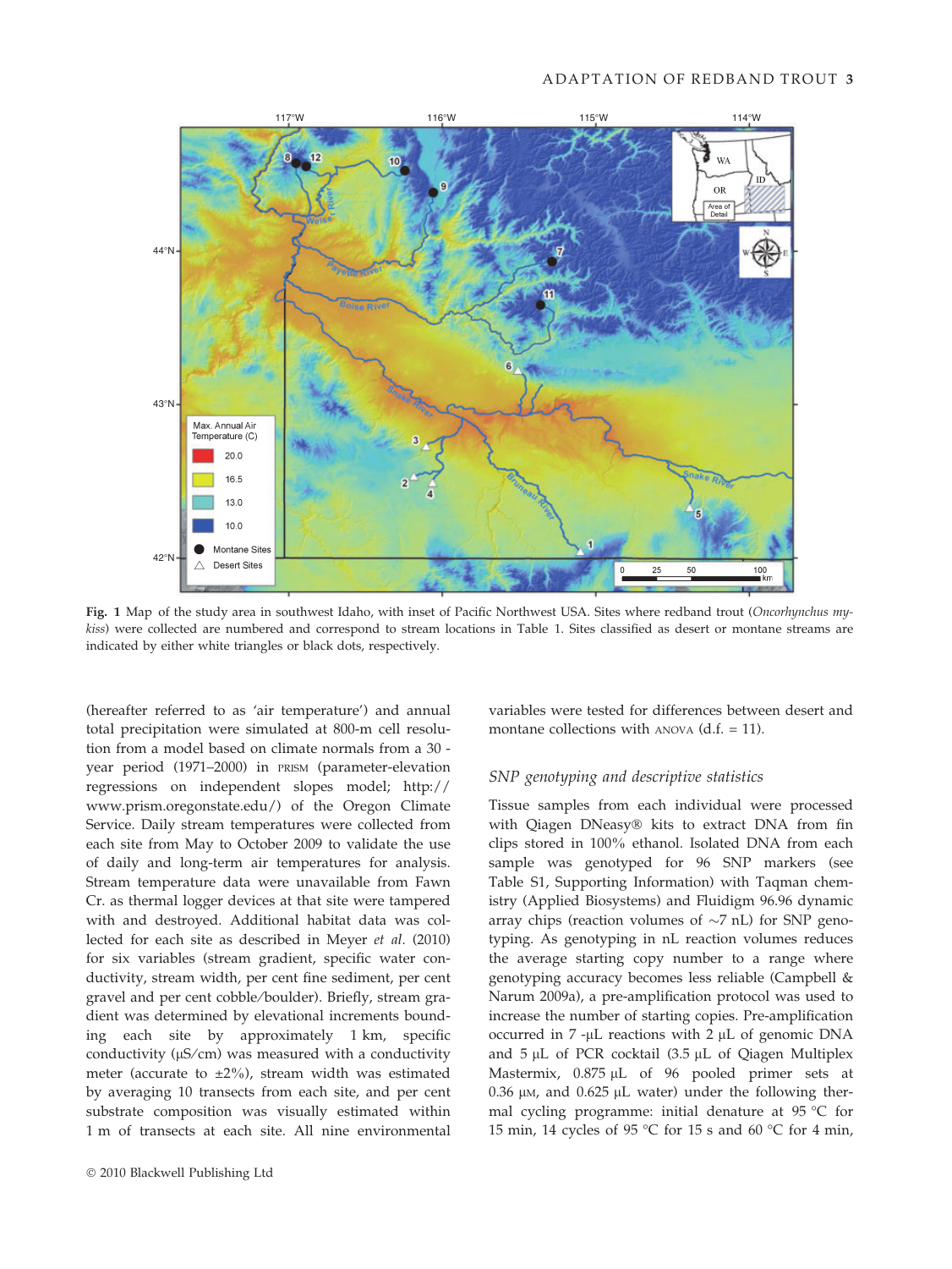**Fig. 1** Map of the study area in southwest Idaho, with inset of Pacific Northwest USA. Sites where redband trout (*Oncorhynchus mykiss*) were collected are numbered and correspond to stream locations in Table 1. Sites classified as desert or montane streams are indicated by either white triangles or black dots, respectively.

(hereafter referred to as 'air temperature') and annual total precipitation were simulated at 800-m cell resolution from a model based on climate normals from a 30-year period (1971–2000) in PRISM (parameter-elevation regressions on independent slopes model; http://www.prism.oregonstate.edu/) of the Oregon Climate Service. Daily stream temperatures were collected from each site from May to October 2009 to validate the use of daily and long-term air temperatures for analysis. Stream temperature data were unavailable from Fawn Cr. as thermal logger devices at that site were tampered with and destroyed. Additional habitat data was collected for each site as described in Meyer *et al.* (2010) for six variables (stream gradient, specific water conductivity, stream width, per cent fine sediment, per cent gravel and per cent cobble/boulder). Briefly, stream gradient was determined by elevational increments bounding each site by approximately 1 km, specific conductivity (μS/cm) was measured with a conductivity meter (accurate to ±2%), stream width was estimated by averaging 10 transects from each site, and per cent substrate composition was visually estimated within 1 m of transects at each site. All nine environmental variables were tested for differences between desert and montane collections with ANOVA (d.f. = 11).

### SNP genotyping and descriptive statistics

Tissue samples from each individual were processed with Qiagen DNeasy® kits to extract DNA from fin clips stored in 100% ethanol. Isolated DNA from each sample was genotyped for 96 SNP markers (see Table S1, Supporting Information) with Taqman chemistry (Applied Biosystems) and Fluidigm 96.96 dynamic array chips (reaction volumes of ~7 nL) for SNP genotyping. As genotyping in nL reaction volumes reduces the average starting copy number to a range where genotyping accuracy becomes less reliable (Campbell & Narum 2009a), a pre-amplification protocol was used to increase the number of starting copies. Pre-amplification occurred in 7-μL reactions with 2 μL of genomic DNA and 5 μL of PCR cocktail (3.5 μL of Qiagen Multiplex Mastermix, 0.875 μL of 96 pooled primer sets at 0.36 μM, and 0.625 μL water) under the following thermal cycling programme: initial denature at 95 °C for 15 min, 14 cycles of 95 °C for 15 s and 60 °C for 4 min,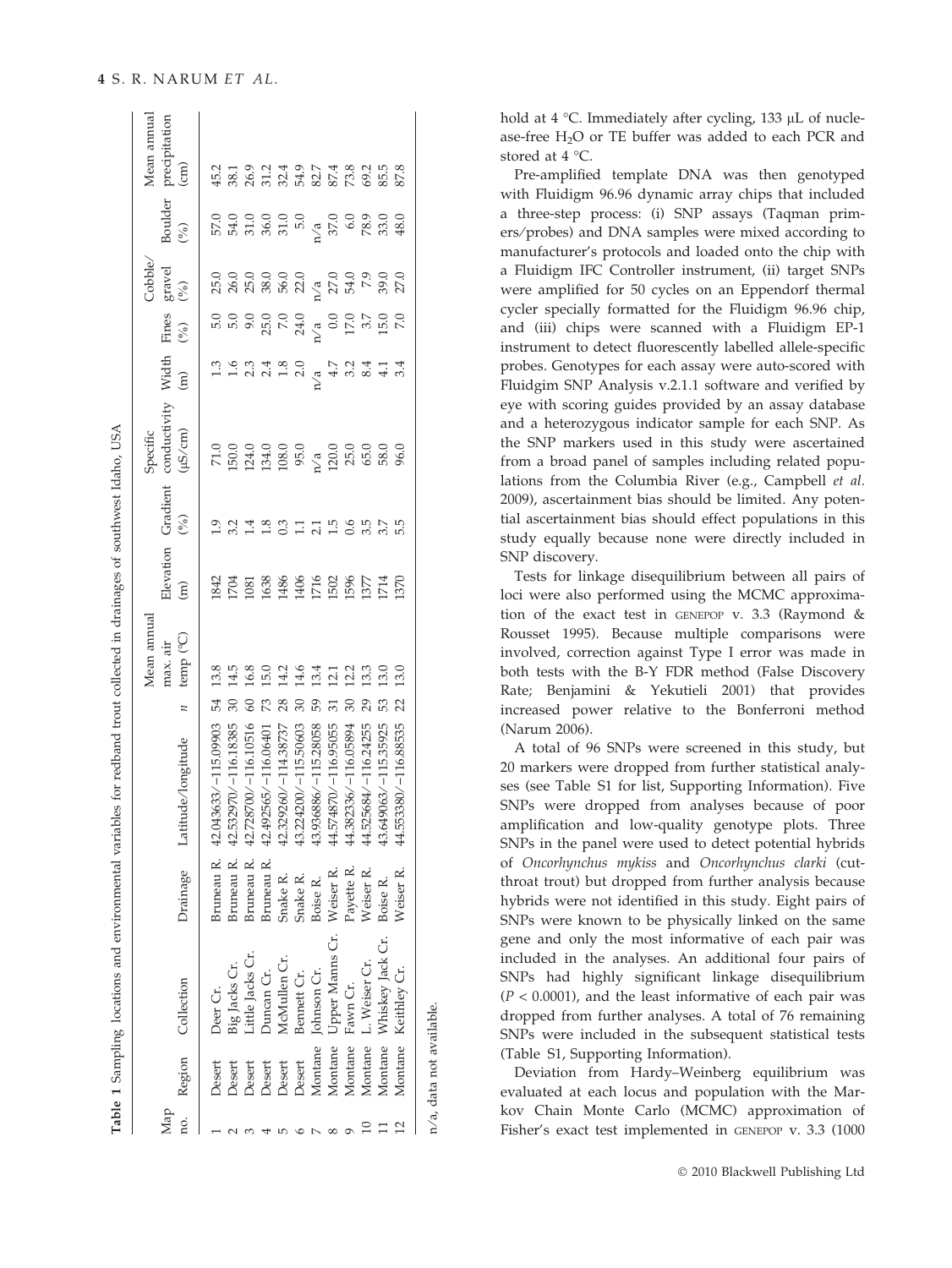**Table 1** Sampling locations and environmental variables for redband trout collected in drainages of southwest Idaho, USA

| Map no. | Region | Collection | Drainage | Latitude/longitude | $n$ | Mean annual max. air temp (°C) | Elevation (m) | Gradient (%) | Specific conductivity (μS/cm) | Width (m) | Fines (%) | Cobble/gravel (%) | Boulder (%) | Mean annual precipitation (cm) |
|---|---|---|---|---|---|---|---|---|---|---|---|---|---|---|
| 1 | Desert | Deer Cr. | Bruneau R. | 42.043633/−115.09903 | 54 | 13.8 | 1842 | 1.9 | 71.0 | 1.3 | 5.0 | 25.0 | 57.0 | 45.2 |
| 2 | Desert | Big Jacks Cr. | Bruneau R. | 42.532970/−116.18385 | 30 | 14.5 | 1704 | 3.2 | 150.0 | 1.6 | 5.0 | 26.0 | 54.0 | 38.1 |
| 3 | Desert | Little Jacks Cr. | Bruneau R. | 42.728700/−116.10516 | 60 | 16.8 | 1081 | 1.4 | 124.0 | 2.3 | 9.0 | 25.0 | 31.0 | 26.9 |
| 4 | Desert | Duncan Cr. | Bruneau R. | 42.492565/−116.06401 | 73 | 15.0 | 1638 | 1.8 | 134.0 | 2.4 | 25.0 | 38.0 | 36.0 | 31.2 |
| 5 | Desert | McMullen Cr. | Snake R. | 42.329260/−114.38737 | 28 | 14.2 | 1486 | 0.3 | 108.0 | 1.8 | 7.0 | 56.0 | 31.0 | 32.4 |
| 6 | Desert | Bennett Cr. | Snake R. | 43.224200/−115.50603 | 30 | 14.6 | 1406 | 1.1 | 95.0 | 2.0 | 24.0 | 22.0 | 5.0 | 54.9 |
| 7 | Montane | Johnson Cr. | Boise R. | 43.936886/−115.28058 | 59 | 13.4 | 1716 | 2.1 | n/a | n/a | n/a | n/a | n/a | 82.7 |
| 8 | Montane | Upper Manns Cr. | Weiser R. | 44.574870/−116.95055 | 31 | 12.1 | 1502 | 1.5 | 120.0 | 4.7 | 0.0 | 27.0 | 37.0 | 87.4 |
| 9 | Montane | Fawn Cr. | Payette R. | 44.382336/−116.05894 | 30 | 12.2 | 1596 | 0.6 | 25.0 | 3.2 | 17.0 | 54.0 | 6.0 | 73.8 |
| 10 | Montane | L. Weiser Cr. | Weiser R. | 44.525684/−116.24255 | 29 | 13.3 | 1377 | 3.5 | 65.0 | 8.4 | 3.7 | 7.9 | 78.9 | 69.2 |
| 11 | Montane | Whiskey Jack Cr. | Boise R. | 43.649063/−115.35925 | 53 | 13.0 | 1714 | 3.7 | 58.0 | 4.1 | 15.0 | 39.0 | 33.0 | 85.5 |
| 12 | Montane | Keithley Cr. | Weiser R. | 44.553380/−116.88535 | 22 | 13.0 | 1370 | 5.5 | 96.0 | 3.4 | 7.0 | 27.0 | 48.0 | 87.8 |

n/a, data not available.

hold at 4 °C. Immediately after cycling, 133 μL of nuclease-free $H_2O$ or TE buffer was added to each PCR and stored at 4 °C.

Pre-amplified template DNA was then genotyped with Fluidigm 96.96 dynamic array chips that included a three-step process: (i) SNP assays (Taqman primers/probes) and DNA samples were mixed according to manufacturer's protocols and loaded onto the chip with a Fluidigm IFC Controller instrument, (ii) target SNPs were amplified for 50 cycles on an Eppendorf thermal cycler specially formatted for the Fluidigm 96.96 chip, and (iii) chips were scanned with a Fluidigm EP-1 instrument to detect fluorescently labelled allele-specific probes. Genotypes for each assay were auto-scored with Fluidigm SNP Analysis v.2.1.1 software and verified by eye with scoring guides provided by an assay database and a heterozygous indicator sample for each SNP. As the SNP markers used in this study were ascertained from a broad panel of samples including related populations from the Columbia River (e.g., Campbell *et al.* 2009), ascertainment bias should be limited. Any potential ascertainment bias should effect populations in this study equally because none were directly included in SNP discovery.

Tests for linkage disequilibrium between all pairs of loci were also performed using the MCMC approximation of the exact test in GENEPOP v. 3.3 (Raymond & Rousset 1995). Because multiple comparisons were involved, correction against Type I error was made in both tests with the B-Y FDR method (False Discovery Rate; Benjamini & Yekutieli 2001) that provides increased power relative to the Bonferroni method (Narum 2006).

A total of 96 SNPs were screened in this study, but 20 markers were dropped from further statistical analyses (see Table S1 for list, Supporting Information). Five SNPs were dropped from analyses because of poor amplification and low-quality genotype plots. Three SNPs in the panel were used to detect potential hybrids of *Oncorhynchus mykiss* and *Oncorhynchus clarki* (cutthroat trout) but dropped from further analysis because hybrids were not identified in this study. Eight pairs of SNPs were known to be physically linked on the same gene and only the most informative of each pair was included in the analyses. An additional four pairs of SNPs had highly significant linkage disequilibrium ($P < 0.0001$), and the least informative of each pair was dropped from further analyses. A total of 76 remaining SNPs were included in the subsequent statistical tests (Table S1, Supporting Information).

Deviation from Hardy–Weinberg equilibrium was evaluated at each locus and population with the Markov Chain Monte Carlo (MCMC) approximation of Fisher's exact test implemented in GENEPOP v. 3.3 (1000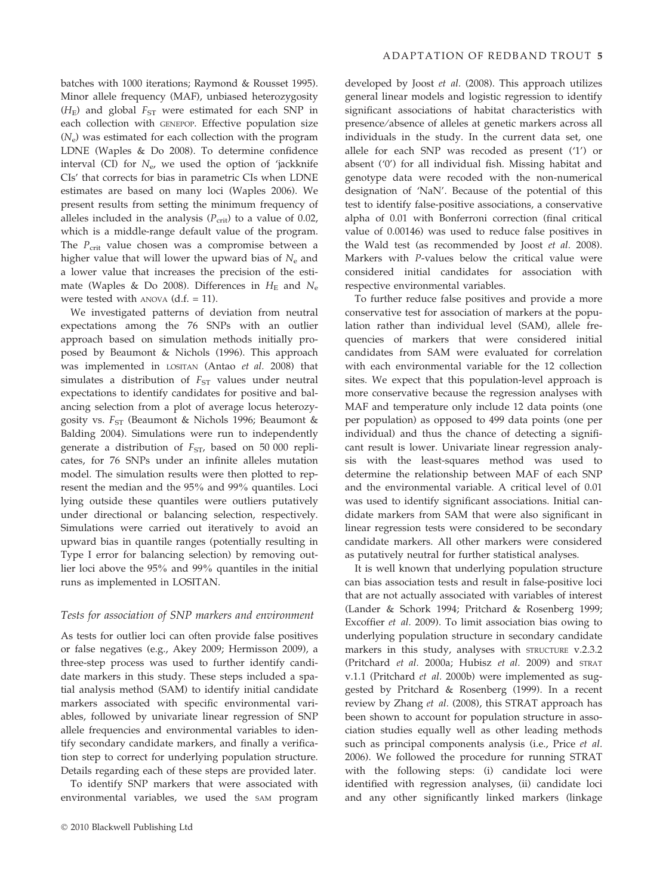batches with 1000 iterations; Raymond & Rousset 1995). Minor allele frequency (MAF), unbiased heterozygosity ($H_E$) and global $F_{ST}$ were estimated for each SNP in each collection with GENEPOP. Effective population size ($N_e$) was estimated for each collection with the program LDNE (Waples & Do 2008). To determine confidence interval (CI) for $N_e$, we used the option of 'jackknife CIs' that corrects for bias in parametric CIs when LDNE estimates are based on many loci (Waples 2006). We present results from setting the minimum frequency of alleles included in the analysis ($P_{crit}$) to a value of 0.02, which is a middle-range default value of the program. The $P_{crit}$ value chosen was a compromise between a higher value that will lower the upward bias of $N_e$ and a lower value that increases the precision of the estimate (Waples & Do 2008). Differences in $H_E$ and $N_e$ were tested with ANOVA (d.f. = 11).

We investigated patterns of deviation from neutral expectations among the 76 SNPs with an outlier approach based on simulation methods initially proposed by Beaumont & Nichols (1996). This approach was implemented in LOSITAN (Antao *et al.* 2008) that simulates a distribution of $F_{ST}$ values under neutral expectations to identify candidates for positive and balancing selection from a plot of average locus heterozygosity vs. $F_{ST}$ (Beaumont & Nichols 1996; Beaumont & Balding 2004). Simulations were run to independently generate a distribution of $F_{ST}$, based on 50 000 replicates, for 76 SNPs under an infinite alleles mutation model. The simulation results were then plotted to represent the median and the 95% and 99% quantiles. Loci lying outside these quantiles were outliers putatively under directional or balancing selection, respectively. Simulations were carried out iteratively to avoid an upward bias in quantile ranges (potentially resulting in Type I error for balancing selection) by removing outlier loci above the 95% and 99% quantiles in the initial runs as implemented in LOSITAN.

### *Tests for association of SNP markers and environment*

As tests for outlier loci can often provide false positives or false negatives (e.g., Akey 2009; Hermisson 2009), a three-step process was used to further identify candidate markers in this study. These steps included a spatial analysis method (SAM) to identify initial candidate markers associated with specific environmental variables, followed by univariate linear regression of SNP allele frequencies and environmental variables to identify secondary candidate markers, and finally a verification step to correct for underlying population structure. Details regarding each of these steps are provided later.

To identify SNP markers that were associated with environmental variables, we used the SAM program developed by Joost *et al.* (2008). This approach utilizes general linear models and logistic regression to identify significant associations of habitat characteristics with presence/absence of alleles at genetic markers across all individuals in the study. In the current data set, one allele for each SNP was recoded as present ('1') or absent ('0') for all individual fish. Missing habitat and genotype data were recoded with the non-numerical designation of 'NaN'. Because of the potential of this test to identify false-positive associations, a conservative alpha of 0.01 with Bonferroni correction (final critical value of 0.00146) was used to reduce false positives in the Wald test (as recommended by Joost *et al.* 2008). Markers with *P*-values below the critical value were considered initial candidates for association with respective environmental variables.

To further reduce false positives and provide a more conservative test for association of markers at the population rather than individual level (SAM), allele frequencies of markers that were considered initial candidates from SAM were evaluated for correlation with each environmental variable for the 12 collection sites. We expect that this population-level approach is more conservative because the regression analyses with MAF and temperature only include 12 data points (one per population) as opposed to 499 data points (one per individual) and thus the chance of detecting a significant result is lower. Univariate linear regression analysis with the least-squares method was used to determine the relationship between MAF of each SNP and the environmental variable. A critical level of 0.01 was used to identify significant associations. Initial candidate markers from SAM that were also significant in linear regression tests were considered to be secondary candidate markers. All other markers were considered as putatively neutral for further statistical analyses.

It is well known that underlying population structure can bias association tests and result in false-positive loci that are not actually associated with variables of interest (Lander & Schork 1994; Pritchard & Rosenberg 1999; Excoffier *et al.* 2009). To limit association bias owing to underlying population structure in secondary candidate markers in this study, analyses with STRUCTURE v.2.3.2 (Pritchard *et al.* 2000a; Hubisz *et al.* 2009) and STRAT v.1.1 (Pritchard *et al.* 2000b) were implemented as suggested by Pritchard & Rosenberg (1999). In a recent review by Zhang *et al.* (2008), this STRAT approach has been shown to account for population structure in association studies equally well as other leading methods such as principal components analysis (i.e., Price *et al.* 2006). We followed the procedure for running STRAT with the following steps: (i) candidate loci were identified with regression analyses, (ii) candidate loci and any other significantly linked markers (linkage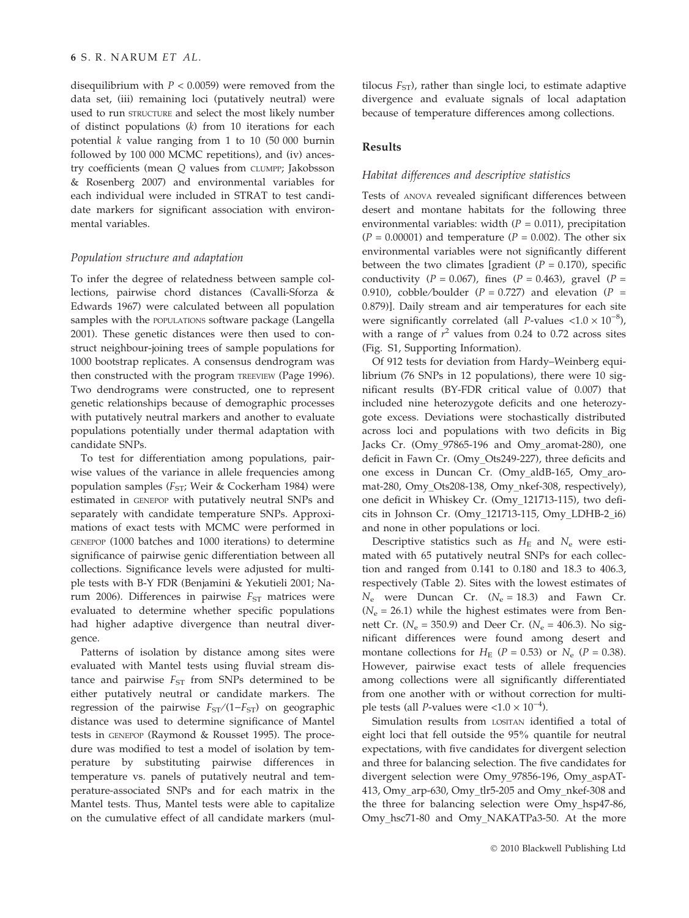disequilibrium with $P < 0.0059$) were removed from the data set, (iii) remaining loci (putatively neutral) were used to run STRUCTURE and select the most likely number of distinct populations ($k$) from 10 iterations for each potential $k$ value ranging from 1 to 10 (50 000 burnin followed by 100 000 MCMC repetitions), and (iv) ancestry coefficients (mean $Q$ values from CLUMPP; Jakobsson & Rosenberg 2007) and environmental variables for each individual were included in STRAT to test candidate markers for significant association with environmental variables.

### Population structure and adaptation

To infer the degree of relatedness between sample collections, pairwise chord distances (Cavalli-Sforza & Edwards 1967) were calculated between all population samples with the POPULATIONS software package (Langella 2001). These genetic distances were then used to construct neighbour-joining trees of sample populations for 1000 bootstrap replicates. A consensus dendrogram was then constructed with the program TREEVIEW (Page 1996). Two dendrograms were constructed, one to represent genetic relationships because of demographic processes with putatively neutral markers and another to evaluate populations potentially under thermal adaptation with candidate SNPs.

To test for differentiation among populations, pairwise values of the variance in allele frequencies among population samples ($F_{ST}$; Weir & Cockerham 1984) were estimated in GENEPOP with putatively neutral SNPs and separately with candidate temperature SNPs. Approximations of exact tests with MCMC were performed in GENEPOP (1000 batches and 1000 iterations) to determine significance of pairwise genic differentiation between all collections. Significance levels were adjusted for multiple tests with B-Y FDR (Benjamini & Yekutieli 2001; Narum 2006). Differences in pairwise $F_{ST}$ matrices were evaluated to determine whether specific populations had higher adaptive divergence than neutral divergence.

Patterns of isolation by distance among sites were evaluated with Mantel tests using fluvial stream distance and pairwise $F_{ST}$ from SNPs determined to be either putatively neutral or candidate markers. The regression of the pairwise $F_{ST}/(1-F_{ST})$ on geographic distance was used to determine significance of Mantel tests in GENEPOP (Raymond & Rousset 1995). The procedure was modified to test a model of isolation by temperature by substituting pairwise differences in temperature vs. panels of putatively neutral and temperature-associated SNPs and for each matrix in the Mantel tests. Thus, Mantel tests were able to capitalize on the cumulative effect of all candidate markers (multilocus $F_{ST}$), rather than single loci, to estimate adaptive divergence and evaluate signals of local adaptation because of temperature differences among collections.

## Results

### Habitat differences and descriptive statistics

Tests of ANOVA revealed significant differences between desert and montane habitats for the following three environmental variables: width ($P = 0.011$), precipitation ($P = 0.00001$) and temperature ($P = 0.002$). The other six environmental variables were not significantly different between the two climates [gradient ($P = 0.170$), specific conductivity ($P = 0.067$), fines ($P = 0.463$), gravel ($P = 0.910$), cobble/boulder ($P = 0.727$) and elevation ($P = 0.879$)]. Daily stream and air temperatures for each site were significantly correlated (all $P$-values $<1.0 \times 10^{-8}$), with a range of $r^2$ values from 0.24 to 0.72 across sites (Fig. S1, Supporting Information).

Of 912 tests for deviation from Hardy–Weinberg equilibrium (76 SNPs in 12 populations), there were 10 significant results (BY-FDR critical value of 0.007) that included nine heterozygote deficits and one heterozygote excess. Deviations were stochastically distributed across loci and populations with two deficits in Big Jacks Cr. (Omy_97865-196 and Omy_aromat-280), one deficit in Fawn Cr. (Omy_Ots249-227), three deficits and one excess in Duncan Cr. (Omy_aldB-165, Omy_aromat-280, Omy_Ots208-138, Omy_nkef-308, respectively), one deficit in Whiskey Cr. (Omy_121713-115), two deficits in Johnson Cr. (Omy_121713-115, Omy_LDHB-2_i6) and none in other populations or loci.

Descriptive statistics such as $H_E$ and $N_e$ were estimated with 65 putatively neutral SNPs for each collection and ranged from 0.141 to 0.180 and 18.3 to 406.3, respectively (Table 2). Sites with the lowest estimates of $N_e$ were Duncan Cr. ($N_e = 18.3$) and Fawn Cr. ($N_e = 26.1$) while the highest estimates were from Bennett Cr. ($N_e = 350.9$) and Deer Cr. ($N_e = 406.3$). No significant differences were found among desert and montane collections for $H_E$ ($P = 0.53$) or $N_e$ ($P = 0.38$). However, pairwise exact tests of allele frequencies among collections were all significantly differentiated from one another with or without correction for multiple tests (all $P$-values were $<1.0 \times 10^{-4}$).

Simulation results from LOSITAN identified a total of eight loci that fell outside the 95% quantile for neutral expectations, with five candidates for divergent selection and three for balancing selection. The five candidates for divergent selection were Omy_97856-196, Omy_aspAT-413, Omy_arp-630, Omy_tlr5-205 and Omy_nkef-308 and the three for balancing selection were Omy_hsp47-86, Omy_hsc71-80 and Omy_NAKATPa3-50. At the more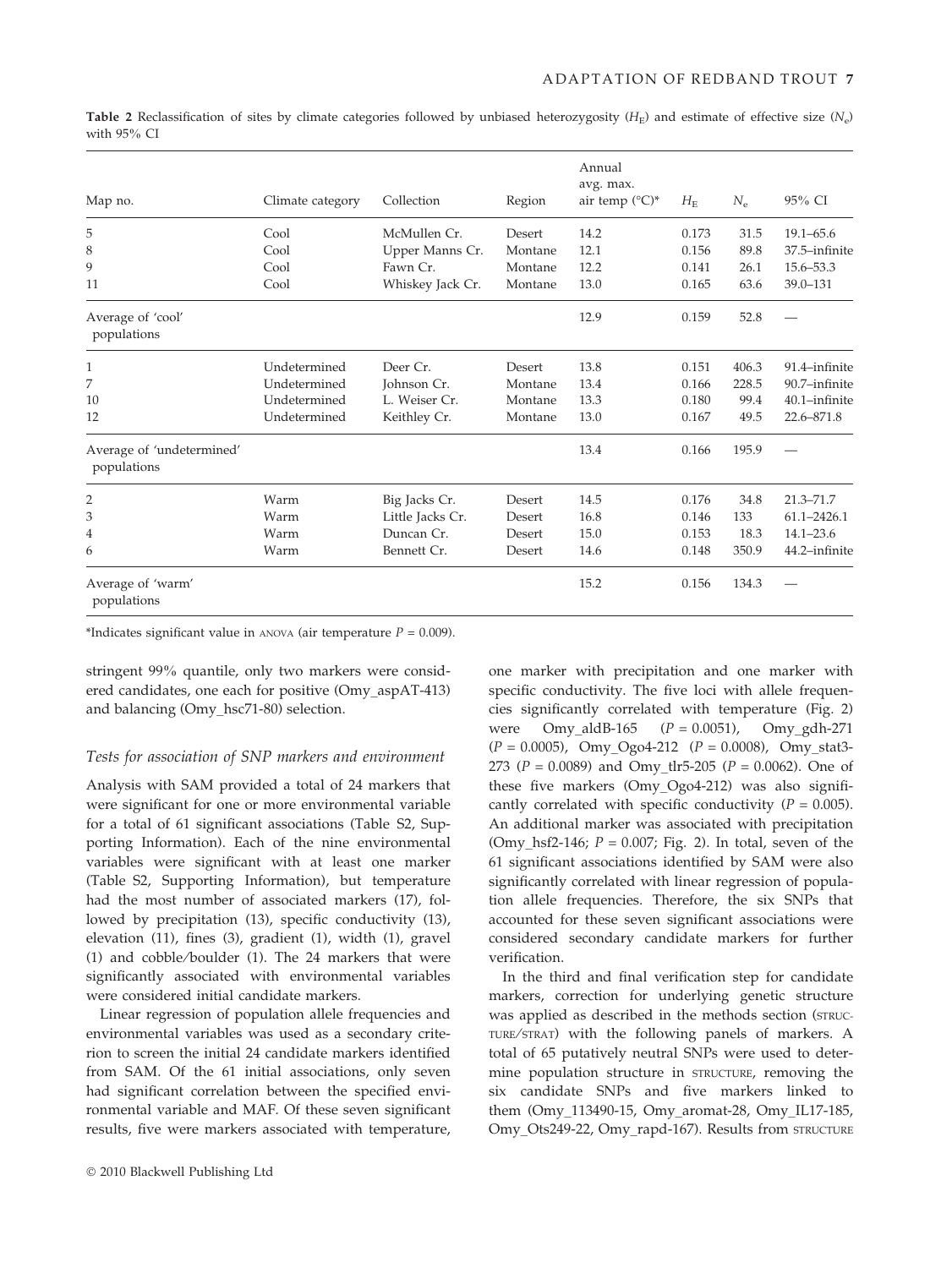**Table 2** Reclassification of sites by climate categories followed by unbiased heterozygosity ($H_E$) and estimate of effective size ($N_e$) with 95% CI

| Map no. | Climate category | Collection | Region | Annual avg. max. air temp (°C)* | $H_E$ | $N_e$ | 95% CI |
|---|---|---|---|---|---|---|---|
| 5 | Cool | McMullen Cr. | Desert | 14.2 | 0.173 | 31.5 | 19.1–65.6 |
| 8 | Cool | Upper Manns Cr. | Montane | 12.1 | 0.156 | 89.8 | 37.5–infinite |
| 9 | Cool | Fawn Cr. | Montane | 12.2 | 0.141 | 26.1 | 15.6–53.3 |
| 11 | Cool | Whiskey Jack Cr. | Montane | 13.0 | 0.165 | 63.6 | 39.0–131 |
| Average of 'cool' populations | | | | 12.9 | 0.159 | 52.8 | — |
| 1 | Undetermined | Deer Cr. | Desert | 13.8 | 0.151 | 406.3 | 91.4–infinite |
| 7 | Undetermined | Johnson Cr. | Montane | 13.4 | 0.166 | 228.5 | 90.7–infinite |
| 10 | Undetermined | L. Weiser Cr. | Montane | 13.3 | 0.180 | 99.4 | 40.1–infinite |
| 12 | Undetermined | Keithley Cr. | Montane | 13.0 | 0.167 | 49.5 | 22.6–871.8 |
| Average of 'undetermined' populations | | | | 13.4 | 0.166 | 195.9 | — |
| 2 | Warm | Big Jacks Cr. | Desert | 14.5 | 0.176 | 34.8 | 21.3–71.7 |
| 3 | Warm | Little Jacks Cr. | Desert | 16.8 | 0.146 | 133 | 61.1–2426.1 |
| 4 | Warm | Duncan Cr. | Desert | 15.0 | 0.153 | 18.3 | 14.1–23.6 |
| 6 | Warm | Bennett Cr. | Desert | 14.6 | 0.148 | 350.9 | 44.2–infinite |
| Average of 'warm' populations | | | | 15.2 | 0.156 | 134.3 | — |

*Indicates significant value in ANOVA (air temperature $P = 0.009$).

stringent 99% quantile, only two markers were considered candidates, one each for positive (Omy_aspAT-413) and balancing (Omy_hsc71-80) selection.

### Tests for association of SNP markers and environment

Analysis with SAM provided a total of 24 markers that were significant for one or more environmental variable for a total of 61 significant associations (Table S2, Supporting Information). Each of the nine environmental variables were significant with at least one marker (Table S2, Supporting Information), but temperature had the most number of associated markers (17), followed by precipitation (13), specific conductivity (13), elevation (11), fines (3), gradient (1), width (1), gravel (1) and cobble/boulder (1). The 24 markers that were significantly associated with environmental variables were considered initial candidate markers.

Linear regression of population allele frequencies and environmental variables was used as a secondary criterion to screen the initial 24 candidate markers identified from SAM. Of the 61 initial associations, only seven had significant correlation between the specified environmental variable and MAF. Of these seven significant results, five were markers associated with temperature, one marker with precipitation and one marker with specific conductivity. The five loci with allele frequencies significantly correlated with temperature (Fig. 2) were Omy_aldB-165 ($P = 0.0051$), Omy_gdh-271 ($P = 0.0005$), Omy_Ogo4-212 ($P = 0.0008$), Omy_stat3-273 ($P = 0.0089$) and Omy_tlr5-205 ($P = 0.0062$). One of these five markers (Omy_Ogo4-212) was also significantly correlated with specific conductivity ($P = 0.005$). An additional marker was associated with precipitation (Omy_hsf2-146; $P = 0.007$; Fig. 2). In total, seven of the 61 significant associations identified by SAM were also significantly correlated with linear regression of population allele frequencies. Therefore, the six SNPs that accounted for these seven significant associations were considered secondary candidate markers for further verification.

In the third and final verification step for candidate markers, correction for underlying genetic structure was applied as described in the methods section (STRUCTURE/STRAT) with the following panels of markers. A total of 65 putatively neutral SNPs were used to determine population structure in STRUCTURE, removing the six candidate SNPs and five markers linked to them (Omy_113490-15, Omy_aromat-28, Omy_IL17-185, Omy_Ots249-22, Omy_rapd-167). Results from STRUCTURE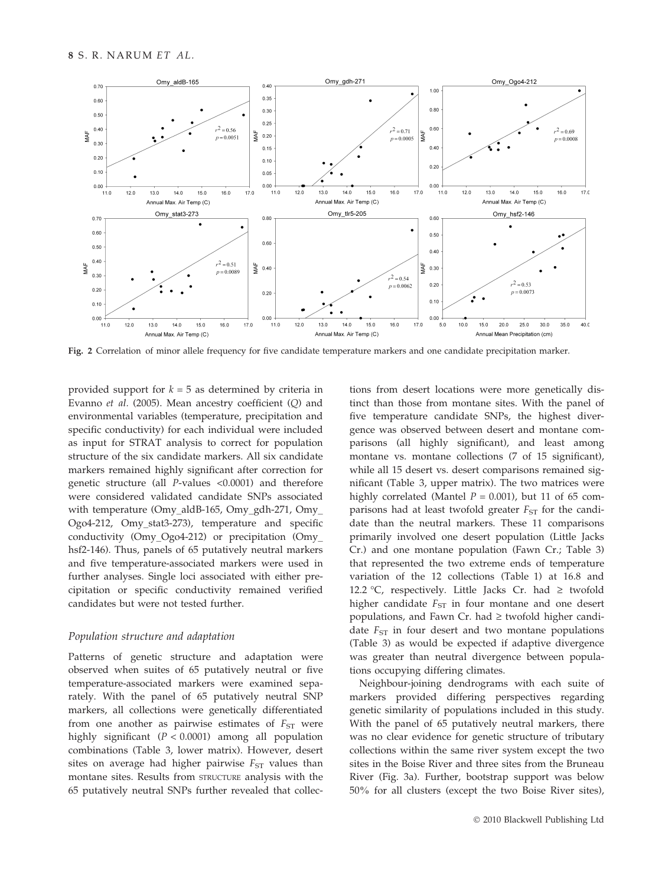Fig. 2 Correlation of minor allele frequency for five candidate temperature markers and one candidate precipitation marker.

provided support for $k = 5$ as determined by criteria in Evanno *et al.* (2005). Mean ancestry coefficient ($Q$) and environmental variables (temperature, precipitation and specific conductivity) for each individual were included as input for STRAT analysis to correct for population structure of the six candidate markers. All six candidate markers remained highly significant after correction for genetic structure (all $P$-values $<0.0001$) and therefore were considered validated candidate SNPs associated with temperature (Omy_aldB-165, Omy_gdh-271, Omy_Ogo4-212, Omy_stat3-273), temperature and specific conductivity (Omy_Ogo4-212) or precipitation (Omy_hsf2-146). Thus, panels of 65 putatively neutral markers and five temperature-associated markers were used in further analyses. Single loci associated with either precipitation or specific conductivity remained verified candidates but were not tested further.

### Population structure and adaptation

Patterns of genetic structure and adaptation were observed when suites of 65 putatively neutral or five temperature-associated markers were examined separately. With the panel of 65 putatively neutral SNP markers, all collections were genetically differentiated from one another as pairwise estimates of $F_{ST}$ were highly significant ($P < 0.0001$) among all population combinations (Table 3, lower matrix). However, desert sites on average had higher pairwise $F_{ST}$ values than montane sites. Results from STRUCTURE analysis with the 65 putatively neutral SNPs further revealed that collections from desert locations were more genetically distinct than those from montane sites. With the panel of five temperature candidate SNPs, the highest divergence was observed between desert and montane comparisons (all highly significant), and least among montane vs. montane collections (7 of 15 significant), while all 15 desert vs. desert comparisons remained significant (Table 3, upper matrix). The two matrices were highly correlated (Mantel $P = 0.001$), but 11 of 65 comparisons had at least twofold greater $F_{ST}$ for the candidate than the neutral markers. These 11 comparisons primarily involved one desert population (Little Jacks Cr.) and one montane population (Fawn Cr.; Table 3) that represented the two extreme ends of temperature variation of the 12 collections (Table 1) at 16.8 and 12.2 °C, respectively. Little Jacks Cr. had ≥ twofold higher candidate $F_{ST}$ in four montane and one desert populations, and Fawn Cr. had ≥ twofold higher candidate $F_{ST}$ in four desert and two montane populations (Table 3) as would be expected if adaptive divergence was greater than neutral divergence between populations occupying differing climates.

Neighbour-joining dendrograms with each suite of markers provided differing perspectives regarding genetic similarity of populations included in this study. With the panel of 65 putatively neutral markers, there was no clear evidence for genetic structure of tributary collections within the same river system except the two sites in the Boise River and three sites from the Bruneau River (Fig. 3a). Further, bootstrap support was below 50% for all clusters (except the two Boise River sites),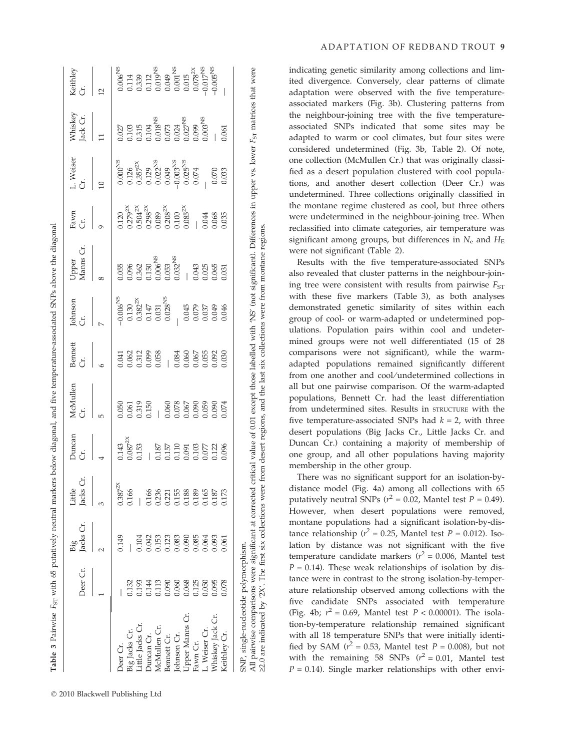**Table 3** Pairwise $F_{ST}$ with 65 putatively neutral markers below diagonal, and five temperature-associated SNPs above the diagonal

| | Deer Cr. | Big Jacks Cr. | Little Jacks Cr. | Duncan Cr. | McMullen Cr. | Bennett Cr. | Johnson Cr. | Upper Manns Cr. | Fawn Cr. | L. Weiser Cr. | Whiskey Jack Cr. | Keithley Cr. |
|---|---|---|---|---|---|---|---|---|---|---|---|---|
| | 1 | 2 | 3 | 4 | 5 | 6 | 7 | 8 | 9 | 10 | 11 | 12 |
| Deer Cr. | — | 0.149 | 0.387[2X] | 0.143 | 0.050 | 0.041 | −0.006[NS] | 0.055 | 0.120 | 0.000[NS] | 0.027 | 0.006[NS] |
| Big Jacks Cr. | 0.132 | — | 0.166 | 0.087[2X] | 0.061 | 0.062 | 0.130 | 0.096 | 0.279[2X] | 0.126 | 0.103 | 0.114 |
| Little Jacks Cr. | 0.193 | 0.104 | — | 0.153 | 0.319 | 0.312 | 0.382[2X] | 0.362 | 0.504[2X] | 0.357[2X] | 0.315 | 0.339 |
| Duncan Cr. | 0.144 | 0.042 | 0.166 | — | 0.150 | 0.099 | 0.147 | 0.150 | 0.298[2X] | 0.129 | 0.104 | 0.112 |
| McMullen Cr. | 0.113 | 0.153 | 0.236 | 0.187 | — | 0.058 | 0.031 | 0.006[NS] | 0.089 | 0.022[NS] | 0.018[NS] | 0.019[NS] |
| Bennett Cr. | 0.090 | 0.123 | 0.221 | 0.157 | 0.060 | — | 0.028[NS] | 0.053 | 0.208[2X] | 0.049 | 0.073 | 0.049 |
| Johnson Cr. | 0.060 | 0.083 | 0.155 | 0.110 | 0.078 | 0.084 | — | 0.032[NS] | 0.100 | −0.003[NS] | 0.024 | 0.001[NS] |
| Upper Manns Cr. | 0.068 | 0.090 | 0.188 | 0.091 | 0.067 | 0.060 | 0.045 | — | 0.085[2X] | 0.025[NS] | 0.027[NS] | 0.015 |
| Fawn Cr. | 0.125 | 0.085 | 0.189 | 0.103 | 0.090 | 0.067 | 0.079 | 0.043 | — | 0.074 | 0.099 | 0.078[2X] |
| L. Weiser Cr. | 0.050 | 0.064 | 0.165 | 0.077 | 0.059 | 0.055 | 0.037 | 0.025 | 0.044 | — | 0.003[NS] | −0.017[NS] |
| Whiskey Jack Cr. | 0.095 | 0.093 | 0.187 | 0.122 | 0.090 | 0.092 | 0.049 | 0.065 | 0.068 | 0.070 | — | −0.005[NS] |
| Keithley Cr. | 0.078 | 0.061 | 0.173 | 0.096 | 0.074 | 0.030 | 0.046 | 0.031 | 0.035 | 0.033 | 0.061 | — |

SNP, single-nucleotide polymorphism.

All pairwise comparisons were significant at corrected critical value of 0.01 except those labelled with 'NS' (not significant). Differences in upper vs. lower $F_{ST}$ matrices that were ≥2.0 are indicated by '2X'. The first six collections were from desert regions, and the last six collections were from montane regions.

indicating genetic similarity among collections and limited divergence. Conversely, clear patterns of climate adaptation were observed with the five temperature-associated markers (Fig. 3b). Clustering patterns from the neighbour-joining tree with the five temperature-associated SNPs indicated that some sites may be adapted to warm or cool climates, but four sites were considered undetermined (Fig. 3b, Table 2). Of note, one collection (McMullen Cr.) that was originally classified as a desert population clustered with cool populations, and another desert collection (Deer Cr.) was undetermined. Three collections originally classified in the montane regime clustered as cool, but three others were undetermined in the neighbour-joining tree. When reclassified into climate categories, air temperature was significant among groups, but differences in $N_e$ and $H_E$ were not significant (Table 2).

Results with the five temperature-associated SNPs also revealed that cluster patterns in the neighbour-joining tree were consistent with results from pairwise $F_{ST}$ with these five markers (Table 3), as both analyses demonstrated genetic similarity of sites within each group of cool- or warm-adapted or undetermined populations. Population pairs within cool and undetermined groups were not well differentiated (15 of 28 comparisons were not significant), while the warm-adapted populations remained significantly different from one another and cool/undetermined collections in all but one pairwise comparison. Of the warm-adapted populations, Bennett Cr. had the least differentiation from undetermined sites. Results in STRUCTURE with the five temperature-associated SNPs had $k = 2$, with three desert populations (Big Jacks Cr., Little Jacks Cr. and Duncan Cr.) containing a majority of membership of one group, and all other populations having majority membership in the other group.

There was no significant support for an isolation-by-distance model (Fig. 4a) among all collections with 65 putatively neutral SNPs ($r^2 = 0.02$, Mantel test $P = 0.49$). However, when desert populations were removed, montane populations had a significant isolation-by-distance relationship ($r^2 = 0.25$, Mantel test $P = 0.012$). Isolation by distance was not significant with the five temperature candidate markers ($r^2 = 0.006$, Mantel test $P = 0.14$). These weak relationships of isolation by distance were in contrast to the strong isolation-by-temperature relationship observed among collections with the five candidate SNPs associated with temperature (Fig. 4b; $r^2 = 0.69$, Mantel test $P < 0.00001$). The isolation-by-temperature relationship remained significant with all 18 temperature SNPs that were initially identified by SAM ($r^2 = 0.53$, Mantel test $P = 0.008$), but not with the remaining 58 SNPs ($r^2 = 0.01$, Mantel test $P = 0.14$). Single marker relationships with other envi-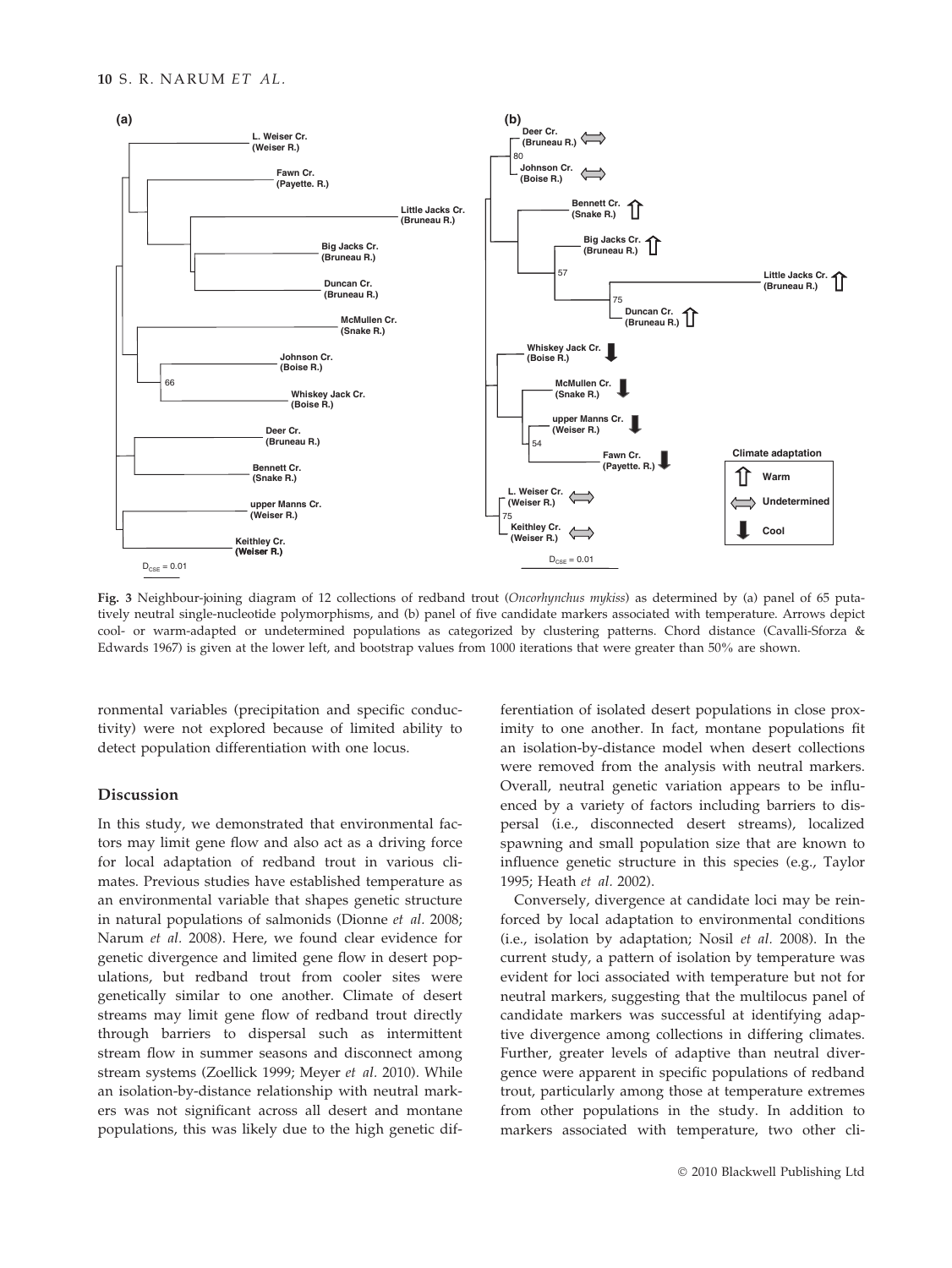Fig. 3 Neighbour-joining diagram of 12 collections of redband trout (*Oncorhynchus mykiss*) as determined by (a) panel of 65 putatively neutral single-nucleotide polymorphisms, and (b) panel of five candidate markers associated with temperature. Arrows depict cool- or warm-adapted or undetermined populations as categorized by clustering patterns. Chord distance (Cavalli-Sforza & Edwards 1967) is given at the lower left, and bootstrap values from 1000 iterations that were greater than 50% are shown.

ronmental variables (precipitation and specific conductivity) were not explored because of limited ability to detect population differentiation with one locus.

## Discussion

In this study, we demonstrated that environmental factors may limit gene flow and also act as a driving force for local adaptation of redband trout in various climates. Previous studies have established temperature as an environmental variable that shapes genetic structure in natural populations of salmonids (Dionne *et al.* 2008; Narum *et al.* 2008). Here, we found clear evidence for genetic divergence and limited gene flow in desert populations, but redband trout from cooler sites were genetically similar to one another. Climate of desert streams may limit gene flow of redband trout directly through barriers to dispersal such as intermittent stream flow in summer seasons and disconnect among stream systems (Zoellick 1999; Meyer *et al.* 2010). While an isolation-by-distance relationship with neutral markers was not significant across all desert and montane populations, this was likely due to the high genetic differentiation of isolated desert populations in close proximity to one another. In fact, montane populations fit an isolation-by-distance model when desert collections were removed from the analysis with neutral markers. Overall, neutral genetic variation appears to be influenced by a variety of factors including barriers to dispersal (i.e., disconnected desert streams), localized spawning and small population size that are known to influence genetic structure in this species (e.g., Taylor 1995; Heath *et al.* 2002).

Conversely, divergence at candidate loci may be reinforced by local adaptation to environmental conditions (i.e., isolation by adaptation; Nosil *et al.* 2008). In the current study, a pattern of isolation by temperature was evident for loci associated with temperature but not for neutral markers, suggesting that the multilocus panel of candidate markers was successful at identifying adaptive divergence among collections in differing climates. Further, greater levels of adaptive than neutral divergence were apparent in specific populations of redband trout, particularly among those at temperature extremes from other populations in the study. In addition to markers associated with temperature, two other cli-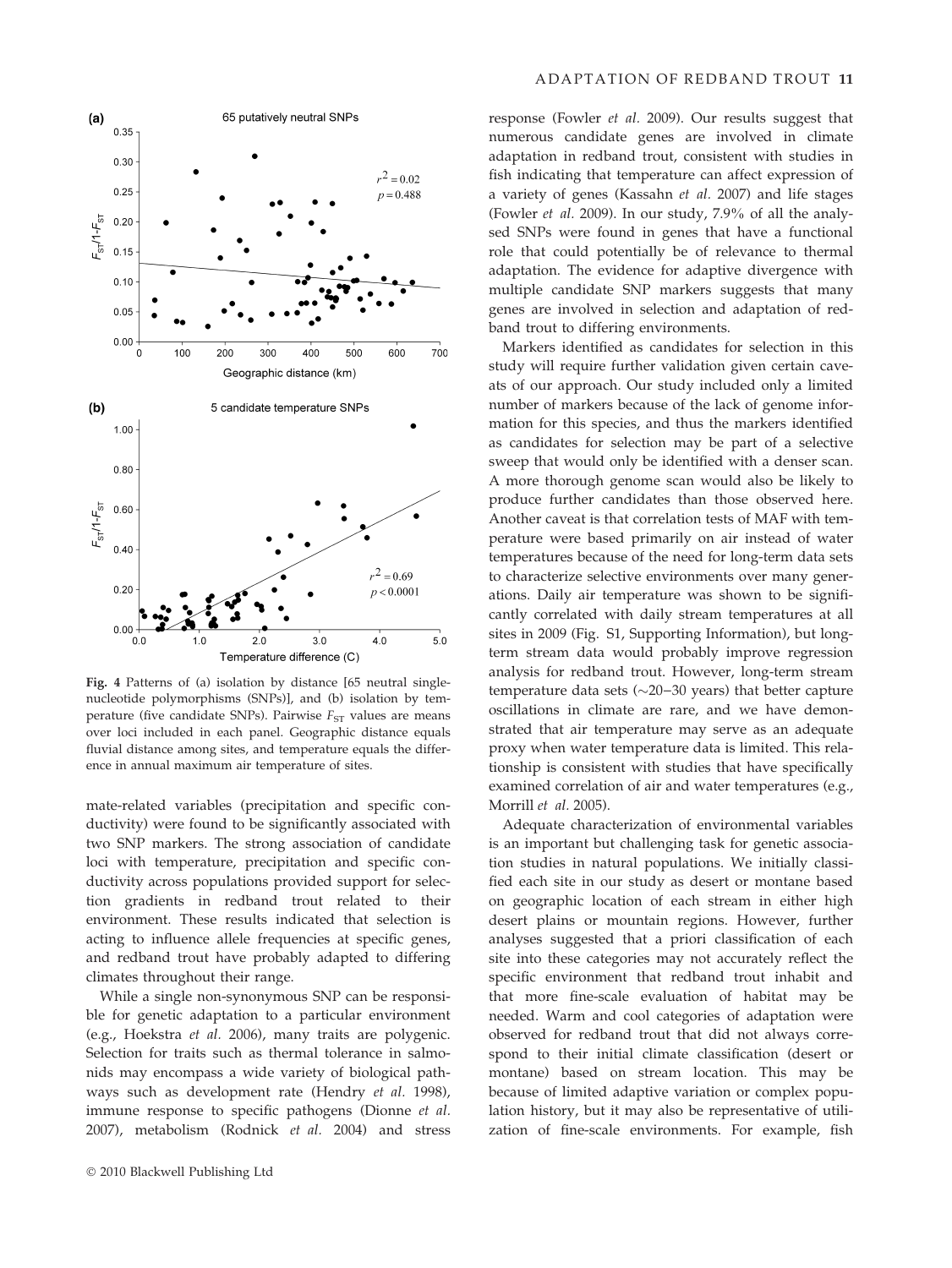(a)

65 putatively neutral SNPs

$F_{ST}/1-F_{ST}$

0.35
0.30
0.25
0.20
0.15
0.10
0.05
0.00

$r^2 = 0.02$
$p = 0.488$

0 100 200 300 400 500 600 700

Geographic distance (km)

(b)

5 candidate temperature SNPs

$F_{ST}/1-F_{ST}$

1.00
0.80
0.60
0.40
0.20
0.00

$r^2 = 0.69$
$p < 0.0001$

0.0 1.0 2.0 3.0 4.0 5.0

Temperature difference (C)

**Fig. 4** Patterns of (a) isolation by distance [65 neutral single-nucleotide polymorphisms (SNPs)], and (b) isolation by temperature (five candidate SNPs). Pairwise $F_{ST}$ values are means over loci included in each panel. Geographic distance equals fluvial distance among sites, and temperature equals the difference in annual maximum air temperature of sites.

mate-related variables (precipitation and specific conductivity) were found to be significantly associated with two SNP markers. The strong association of candidate loci with temperature, precipitation and specific conductivity across populations provided support for selection gradients in redband trout related to their environment. These results indicated that selection is acting to influence allele frequencies at specific genes, and redband trout have probably adapted to differing climates throughout their range.

While a single non-synonymous SNP can be responsible for genetic adaptation to a particular environment (e.g., Hoekstra *et al.* 2006), many traits are polygenic. Selection for traits such as thermal tolerance in salmonids may encompass a wide variety of biological pathways such as development rate (Hendry *et al.* 1998), immune response to specific pathogens (Dionne *et al.* 2007), metabolism (Rodnick *et al.* 2004) and stress response (Fowler *et al.* 2009). Our results suggest that numerous candidate genes are involved in climate adaptation in redband trout, consistent with studies in fish indicating that temperature can affect expression of a variety of genes (Kassahn *et al.* 2007) and life stages (Fowler *et al.* 2009). In our study, 7.9% of all the analysed SNPs were found in genes that have a functional role that could potentially be of relevance to thermal adaptation. The evidence for adaptive divergence with multiple candidate SNP markers suggests that many genes are involved in selection and adaptation of redband trout to differing environments.

Markers identified as candidates for selection in this study will require further validation given certain caveats of our approach. Our study included only a limited number of markers because of the lack of genome information for this species, and thus the markers identified as candidates for selection may be part of a selective sweep that would only be identified with a denser scan. A more thorough genome scan would also be likely to produce further candidates than those observed here. Another caveat is that correlation tests of MAF with temperature were based primarily on air instead of water temperatures because of the need for long-term data sets to characterize selective environments over many generations. Daily air temperature was shown to be significantly correlated with daily stream temperatures at all sites in 2009 (Fig. S1, Supporting Information), but long-term stream data would probably improve regression analysis for redband trout. However, long-term stream temperature data sets (~20–30 years) that better capture oscillations in climate are rare, and we have demonstrated that air temperature may serve as an adequate proxy when water temperature data is limited. This relationship is consistent with studies that have specifically examined correlation of air and water temperatures (e.g., Morrill *et al.* 2005).

Adequate characterization of environmental variables is an important but challenging task for genetic association studies in natural populations. We initially classified each site in our study as desert or montane based on geographic location of each stream in either high desert plains or mountain regions. However, further analyses suggested that a priori classification of each site into these categories may not accurately reflect the specific environment that redband trout inhabit and that more fine-scale evaluation of habitat may be needed. Warm and cool categories of adaptation were observed for redband trout that did not always correspond to their initial climate classification (desert or montane) based on stream location. This may be because of limited adaptive variation or complex population history, but it may also be representative of utilization of fine-scale environments. For example, fish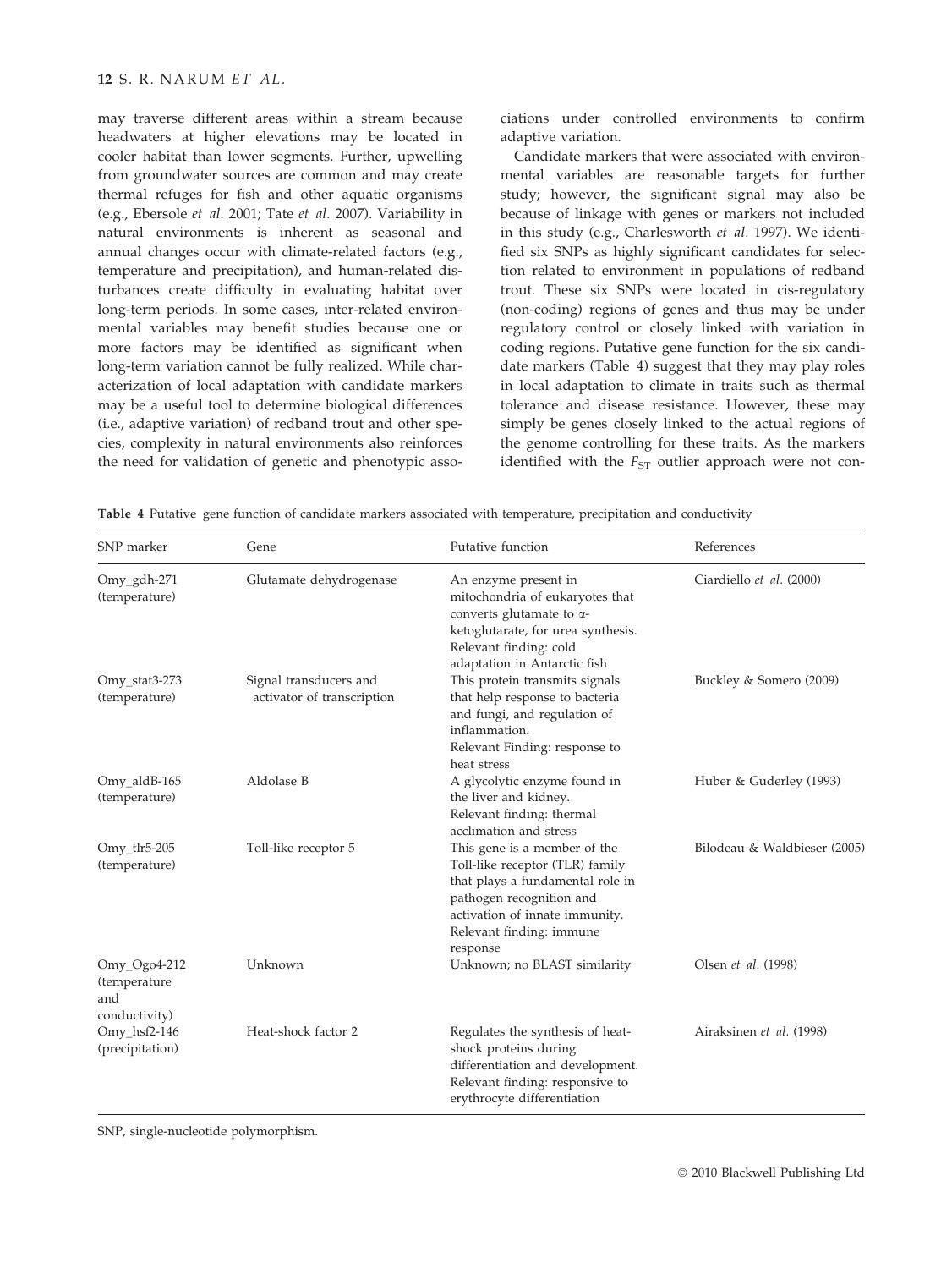may traverse different areas within a stream because headwaters at higher elevations may be located in cooler habitat than lower segments. Further, upwelling from groundwater sources are common and may create thermal refuges for fish and other aquatic organisms (e.g., Ebersole *et al.* 2001; Tate *et al.* 2007). Variability in natural environments is inherent as seasonal and annual changes occur with climate-related factors (e.g., temperature and precipitation), and human-related disturbances create difficulty in evaluating habitat over long-term periods. In some cases, inter-related environmental variables may benefit studies because one or more factors may be identified as significant when long-term variation cannot be fully realized. While characterization of local adaptation with candidate markers may be a useful tool to determine biological differences (i.e., adaptive variation) of redband trout and other species, complexity in natural environments also reinforces the need for validation of genetic and phenotypic associations under controlled environments to confirm adaptive variation.

Candidate markers that were associated with environmental variables are reasonable targets for further study; however, the significant signal may also be because of linkage with genes or markers not included in this study (e.g., Charlesworth *et al.* 1997). We identified six SNPs as highly significant candidates for selection related to environment in populations of redband trout. These six SNPs were located in cis-regulatory (non-coding) regions of genes and thus may be under regulatory control or closely linked with variation in coding regions. Putative gene function for the six candidate markers (Table 4) suggest that they may play roles in local adaptation to climate in traits such as thermal tolerance and disease resistance. However, these may simply be genes closely linked to the actual regions of the genome controlling for these traits. As the markers identified with the $F_{ST}$ outlier approach were not con-

**Table 4** Putative gene function of candidate markers associated with temperature, precipitation and conductivity

| SNP marker | Gene | Putative function | References |
|---|---|---|---|
| Omy_gdh-271 (temperature) | Glutamate dehydrogenase | An enzyme present in mitochondria of eukaryotes that converts glutamate to α-ketoglutarate, for urea synthesis. Relevant finding: cold adaptation in Antarctic fish | Ciardiello *et al.* (2000) |
| Omy_stat3-273 (temperature) | Signal transducers and activator of transcription | This protein transmits signals that help response to bacteria and fungi, and regulation of inflammation. Relevant Finding: response to heat stress | Buckley & Somero (2009) |
| Omy_aldB-165 (temperature) | Aldolase B | A glycolytic enzyme found in the liver and kidney. Relevant finding: thermal acclimation and stress | Huber & Guderley (1993) |
| Omy_tlr5-205 (temperature) | Toll-like receptor 5 | This gene is a member of the Toll-like receptor (TLR) family that plays a fundamental role in pathogen recognition and activation of innate immunity. Relevant finding: immune response | Bilodeau & Waldbieser (2005) |
| Omy_Ogo4-212 (temperature and conductivity) | Unknown | Unknown; no BLAST similarity | Olsen *et al.* (1998) |
| Omy_hsf2-146 (precipitation) | Heat-shock factor 2 | Regulates the synthesis of heat-shock proteins during differentiation and development. Relevant finding: responsive to erythrocyte differentiation | Airaksinen *et al.* (1998) |

SNP, single-nucleotide polymorphism.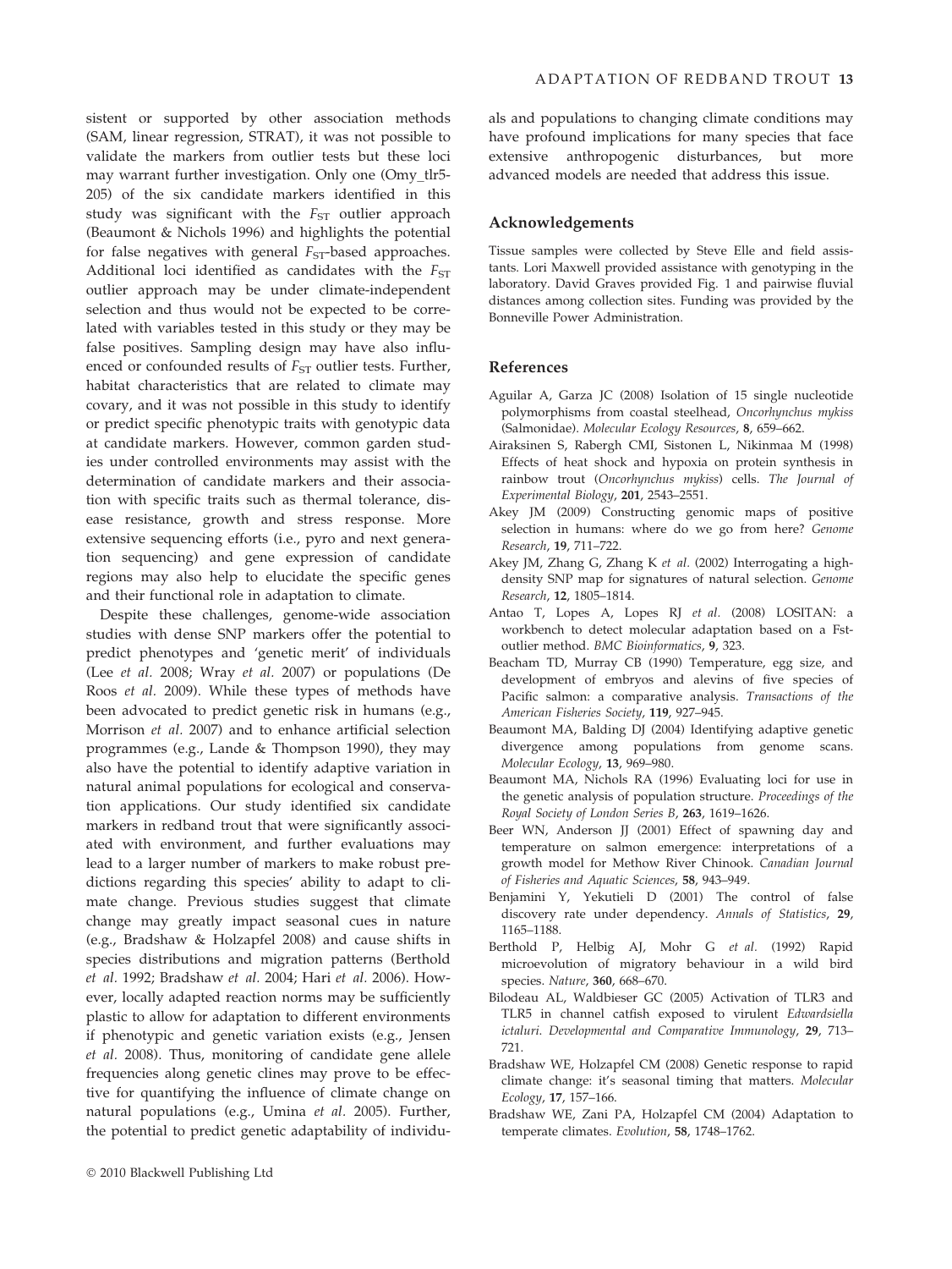sistent or supported by other association methods (SAM, linear regression, STRAT), it was not possible to validate the markers from outlier tests but these loci may warrant further investigation. Only one (Omy_tlr5-205) of the six candidate markers identified in this study was significant with the $F_{ST}$ outlier approach (Beaumont & Nichols 1996) and highlights the potential for false negatives with general $F_{ST}$-based approaches. Additional loci identified as candidates with the $F_{ST}$ outlier approach may be under climate-independent selection and thus would not be expected to be correlated with variables tested in this study or they may be false positives. Sampling design may have also influenced or confounded results of $F_{ST}$ outlier tests. Further, habitat characteristics that are related to climate may covary, and it was not possible in this study to identify or predict specific phenotypic traits with genotypic data at candidate markers. However, common garden studies under controlled environments may assist with the determination of candidate markers and their association with specific traits such as thermal tolerance, disease resistance, growth and stress response. More extensive sequencing efforts (i.e., pyro and next generation sequencing) and gene expression of candidate regions may also help to elucidate the specific genes and their functional role in adaptation to climate.

Despite these challenges, genome-wide association studies with dense SNP markers offer the potential to predict phenotypes and 'genetic merit' of individuals (Lee *et al.* 2008; Wray *et al.* 2007) or populations (De Roos *et al.* 2009). While these types of methods have been advocated to predict genetic risk in humans (e.g., Morrison *et al.* 2007) and to enhance artificial selection programmes (e.g., Lande & Thompson 1990), they may also have the potential to identify adaptive variation in natural animal populations for ecological and conservation applications. Our study identified six candidate markers in redband trout that were significantly associated with environment, and further evaluations may lead to a larger number of markers to make robust predictions regarding this species' ability to adapt to climate change. Previous studies suggest that climate change may greatly impact seasonal cues in nature (e.g., Bradshaw & Holzapfel 2008) and cause shifts in species distributions and migration patterns (Berthold *et al.* 1992; Bradshaw *et al.* 2004; Hari *et al.* 2006). However, locally adapted reaction norms may be sufficiently plastic to allow for adaptation to different environments if phenotypic and genetic variation exists (e.g., Jensen *et al.* 2008). Thus, monitoring of candidate gene allele frequencies along genetic clines may prove to be effective for quantifying the influence of climate change on natural populations (e.g., Umina *et al.* 2005). Further, the potential to predict genetic adaptability of individuals and populations to changing climate conditions may have profound implications for many species that face extensive anthropogenic disturbances, but more advanced models are needed that address this issue.

## Acknowledgements

Tissue samples were collected by Steve Elle and field assistants. Lori Maxwell provided assistance with genotyping in the laboratory. David Graves provided Fig. 1 and pairwise fluvial distances among collection sites. Funding was provided by the Bonneville Power Administration.

## References

Aguilar A, Garza JC (2008) Isolation of 15 single nucleotide polymorphisms from coastal steelhead, *Oncorhynchus mykiss* (Salmonidae). *Molecular Ecology Resources*, **8**, 659–662.

Airaksinen S, Rabergh CMI, Sistonen L, Nikinmaa M (1998) Effects of heat shock and hypoxia on protein synthesis in rainbow trout (*Oncorhynchus mykiss*) cells. *The Journal of Experimental Biology*, **201**, 2543–2551.

Akey JM (2009) Constructing genomic maps of positive selection in humans: where do we go from here? *Genome Research*, **19**, 711–722.

Akey JM, Zhang G, Zhang K *et al.* (2002) Interrogating a high-density SNP map for signatures of natural selection. *Genome Research*, **12**, 1805–1814.

Antao T, Lopes A, Lopes RJ *et al.* (2008) LOSITAN: a workbench to detect molecular adaptation based on a Fst-outlier method. *BMC Bioinformatics*, **9**, 323.

Beacham TD, Murray CB (1990) Temperature, egg size, and development of embryos and alevins of five species of Pacific salmon: a comparative analysis. *Transactions of the American Fisheries Society*, **119**, 927–945.

Beaumont MA, Balding DJ (2004) Identifying adaptive genetic divergence among populations from genome scans. *Molecular Ecology*, **13**, 969–980.

Beaumont MA, Nichols RA (1996) Evaluating loci for use in the genetic analysis of population structure. *Proceedings of the Royal Society of London Series B*, **263**, 1619–1626.

Beer WN, Anderson JJ (2001) Effect of spawning day and temperature on salmon emergence: interpretations of a growth model for Methow River Chinook. *Canadian Journal of Fisheries and Aquatic Sciences*, **58**, 943–949.

Benjamini Y, Yekutieli D (2001) The control of false discovery rate under dependency. *Annals of Statistics*, **29**, 1165–1188.

Berthold P, Helbig AJ, Mohr G *et al.* (1992) Rapid microevolution of migratory behaviour in a wild bird species. *Nature*, **360**, 668–670.

Bilodeau AL, Waldbieser GC (2005) Activation of TLR3 and TLR5 in channel catfish exposed to virulent *Edwardsiella ictaluri*. *Developmental and Comparative Immunology*, **29**, 713–721.

Bradshaw WE, Holzapfel CM (2008) Genetic response to rapid climate change: it's seasonal timing that matters. *Molecular Ecology*, **17**, 157–166.

Bradshaw WE, Zani PA, Holzapfel CM (2004) Adaptation to temperate climates. *Evolution*, **58**, 1748–1762.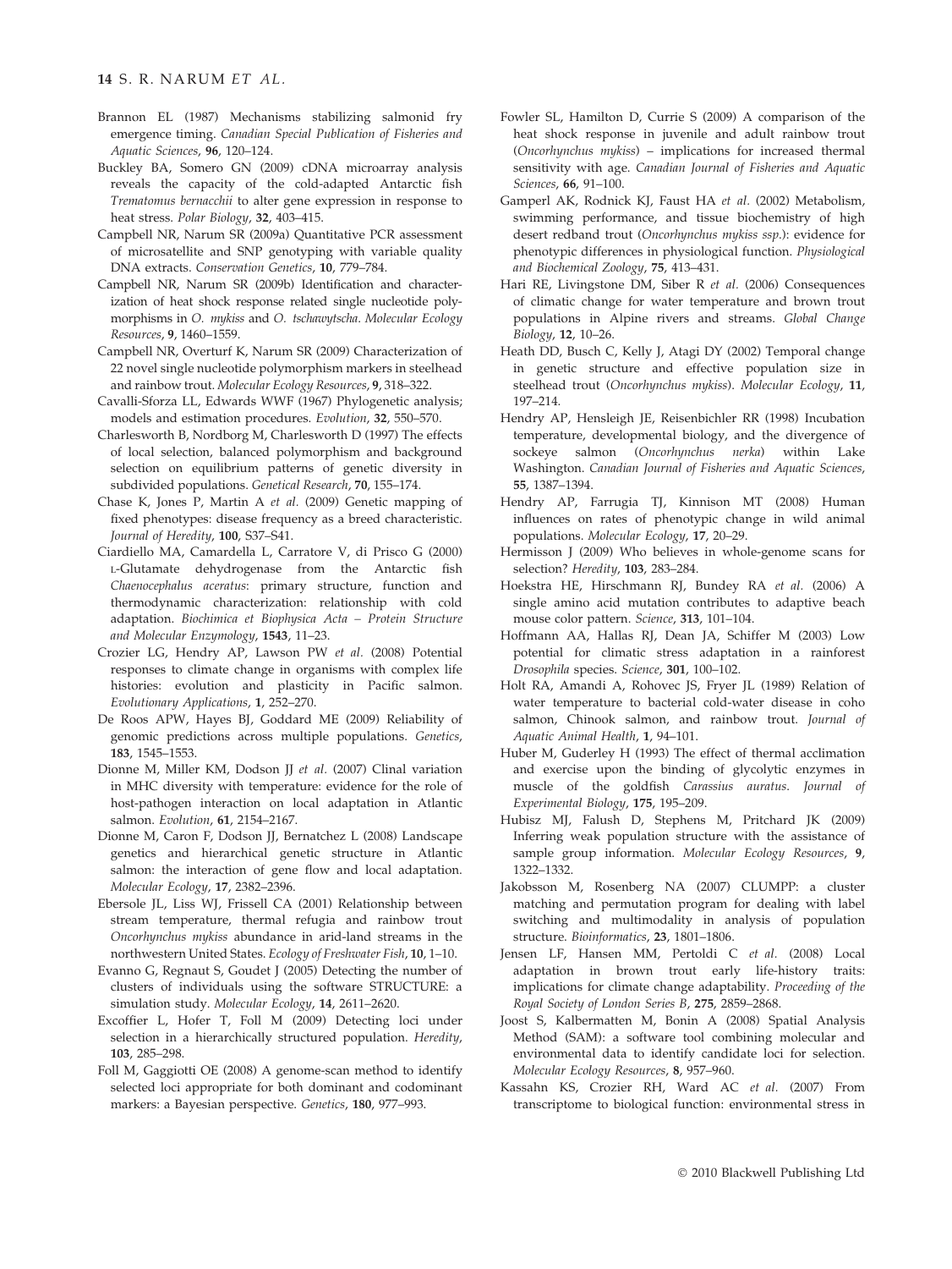Brannon EL (1987) Mechanisms stabilizing salmonid fry emergence timing. *Canadian Special Publication of Fisheries and Aquatic Sciences*, **96**, 120–124.

Buckley BA, Somero GN (2009) cDNA microarray analysis reveals the capacity of the cold-adapted Antarctic fish *Trematomus bernacchii* to alter gene expression in response to heat stress. *Polar Biology*, **32**, 403–415.

Campbell NR, Narum SR (2009a) Quantitative PCR assessment of microsatellite and SNP genotyping with variable quality DNA extracts. *Conservation Genetics*, **10**, 779–784.

Campbell NR, Narum SR (2009b) Identification and characterization of heat shock response related single nucleotide polymorphisms in *O. mykiss* and *O. tschawytscha*. *Molecular Ecology Resources*, **9**, 1460–1559.

Campbell NR, Overturf K, Narum SR (2009) Characterization of 22 novel single nucleotide polymorphism markers in steelhead and rainbow trout. *Molecular Ecology Resources*, **9**, 318–322.

Cavalli-Sforza LL, Edwards WWF (1967) Phylogenetic analysis; models and estimation procedures. *Evolution*, **32**, 550–570.

Charlesworth B, Nordborg M, Charlesworth D (1997) The effects of local selection, balanced polymorphism and background selection on equilibrium patterns of genetic diversity in subdivided populations. *Genetical Research*, **70**, 155–174.

Chase K, Jones P, Martin A *et al.* (2009) Genetic mapping of fixed phenotypes: disease frequency as a breed characteristic. *Journal of Heredity*, **100**, S37–S41.

Ciardiello MA, Camardella L, Carratore V, di Prisco G (2000) L-Glutamate dehydrogenase from the Antarctic fish *Chaenocephalus aceratus*: primary structure, function and thermodynamic characterization: relationship with cold adaptation. *Biochimica et Biophysica Acta – Protein Structure and Molecular Enzymology*, **1543**, 11–23.

Crozier LG, Hendry AP, Lawson PW *et al.* (2008) Potential responses to climate change in organisms with complex life histories: evolution and plasticity in Pacific salmon. *Evolutionary Applications*, **1**, 252–270.

De Roos APW, Hayes BJ, Goddard ME (2009) Reliability of genomic predictions across multiple populations. *Genetics*, **183**, 1545–1553.

Dionne M, Miller KM, Dodson JJ *et al.* (2007) Clinal variation in MHC diversity with temperature: evidence for the role of host-pathogen interaction on local adaptation in Atlantic salmon. *Evolution*, **61**, 2154–2167.

Dionne M, Caron F, Dodson JJ, Bernatchez L (2008) Landscape genetics and hierarchical genetic structure in Atlantic salmon: the interaction of gene flow and local adaptation. *Molecular Ecology*, **17**, 2382–2396.

Ebersole JL, Liss WJ, Frissell CA (2001) Relationship between stream temperature, thermal refugia and rainbow trout *Oncorhynchus mykiss* abundance in arid-land streams in the northwestern United States. *Ecology of Freshwater Fish*, **10**, 1–10.

Evanno G, Regnaut S, Goudet J (2005) Detecting the number of clusters of individuals using the software STRUCTURE: a simulation study. *Molecular Ecology*, **14**, 2611–2620.

Excoffier L, Hofer T, Foll M (2009) Detecting loci under selection in a hierarchically structured population. *Heredity*, **103**, 285–298.

Foll M, Gaggiotti OE (2008) A genome-scan method to identify selected loci appropriate for both dominant and codominant markers: a Bayesian perspective. *Genetics*, **180**, 977–993.

Fowler SL, Hamilton D, Currie S (2009) A comparison of the heat shock response in juvenile and adult rainbow trout (*Oncorhynchus mykiss*) – implications for increased thermal sensitivity with age. *Canadian Journal of Fisheries and Aquatic Sciences*, **66**, 91–100.

Gamperl AK, Rodnick KJ, Faust HA *et al.* (2002) Metabolism, swimming performance, and tissue biochemistry of high desert redband trout (*Oncorhynchus mykiss ssp.*): evidence for phenotypic differences in physiological function. *Physiological and Biochemical Zoology*, **75**, 413–431.

Hari RE, Livingstone DM, Siber R *et al.* (2006) Consequences of climatic change for water temperature and brown trout populations in Alpine rivers and streams. *Global Change Biology*, **12**, 10–26.

Heath DD, Busch C, Kelly J, Atagi DY (2002) Temporal change in genetic structure and effective population size in steelhead trout (*Oncorhynchus mykiss*). *Molecular Ecology*, **11**, 197–214.

Hendry AP, Hensleigh JE, Reisenbichler RR (1998) Incubation temperature, developmental biology, and the divergence of sockeye salmon (*Oncorhynchus nerka*) within Lake Washington. *Canadian Journal of Fisheries and Aquatic Sciences*, **55**, 1387–1394.

Hendry AP, Farrugia TJ, Kinnison MT (2008) Human influences on rates of phenotypic change in wild animal populations. *Molecular Ecology*, **17**, 20–29.

Hermisson J (2009) Who believes in whole-genome scans for selection? *Heredity*, **103**, 283–284.

Hoekstra HE, Hirschmann RJ, Bundey RA *et al.* (2006) A single amino acid mutation contributes to adaptive beach mouse color pattern. *Science*, **313**, 101–104.

Hoffmann AA, Hallas RJ, Dean JA, Schiffer M (2003) Low potential for climatic stress adaptation in a rainforest *Drosophila* species. *Science*, **301**, 100–102.

Holt RA, Amandi A, Rohovec JS, Fryer JL (1989) Relation of water temperature to bacterial cold-water disease in coho salmon, Chinook salmon, and rainbow trout. *Journal of Aquatic Animal Health*, **1**, 94–101.

Huber M, Guderley H (1993) The effect of thermal acclimation and exercise upon the binding of glycolytic enzymes in muscle of the goldfish *Carassius auratus*. *Journal of Experimental Biology*, **175**, 195–209.

Hubisz MJ, Falush D, Stephens M, Pritchard JK (2009) Inferring weak population structure with the assistance of sample group information. *Molecular Ecology Resources*, **9**, 1322–1332.

Jakobsson M, Rosenberg NA (2007) CLUMPP: a cluster matching and permutation program for dealing with label switching and multimodality in analysis of population structure. *Bioinformatics*, **23**, 1801–1806.

Jensen LF, Hansen MM, Pertoldi C *et al.* (2008) Local adaptation in brown trout early life-history traits: implications for climate change adaptability. *Proceeding of the Royal Society of London Series B*, **275**, 2859–2868.

Joost S, Kalbermatten M, Bonin A (2008) Spatial Analysis Method (SAM): a software tool combining molecular and environmental data to identify candidate loci for selection. *Molecular Ecology Resources*, **8**, 957–960.

Kassahn KS, Crozier RH, Ward AC *et al.* (2007) From transcriptome to biological function: environmental stress in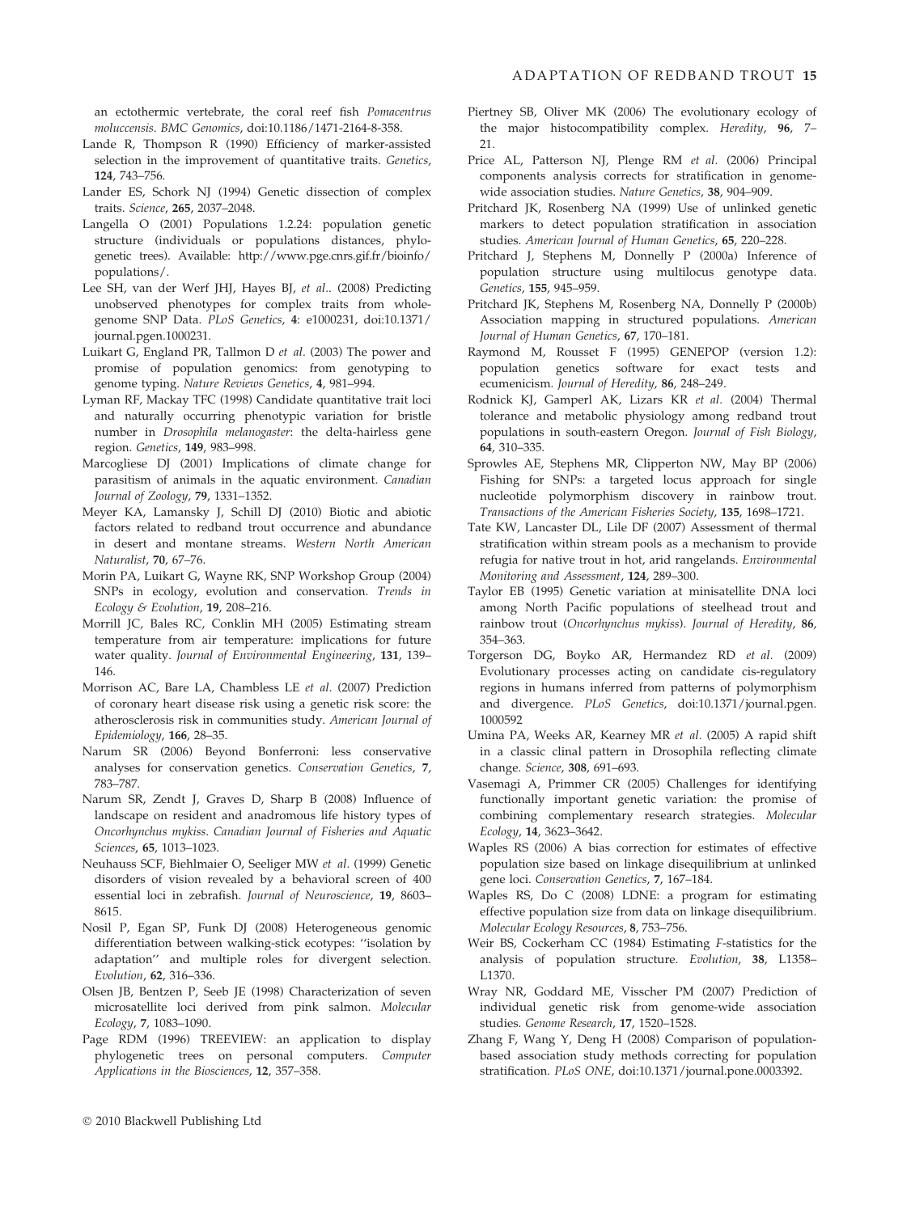an ectothermic vertebrate, the coral reef fish *Pomacentrus moluccensis*. *BMC Genomics*, doi:10.1186/1471-2164-8-358.

Lande R, Thompson R (1990) Efficiency of marker-assisted selection in the improvement of quantitative traits. *Genetics*, **124**, 743–756.

Lander ES, Schork NJ (1994) Genetic dissection of complex traits. *Science*, **265**, 2037–2048.

Langella O (2001) Populations 1.2.24: population genetic structure (individuals or populations distances, phylogenetic trees). Available: http://www.pge.cnrs.gif.fr/bioinfo/populations/.

Lee SH, van der Werf JHJ, Hayes BJ, *et al.*. (2008) Predicting unobserved phenotypes for complex traits from whole-genome SNP Data. *PLoS Genetics*, **4**: e1000231, doi:10.1371/journal.pgen.1000231.

Luikart G, England PR, Tallmon D *et al.* (2003) The power and promise of population genomics: from genotyping to genome typing. *Nature Reviews Genetics*, **4**, 981–994.

Lyman RF, Mackay TFC (1998) Candidate quantitative trait loci and naturally occurring phenotypic variation for bristle number in *Drosophila melanogaster*: the delta-hairless gene region. *Genetics*, **149**, 983–998.

Marcogliese DJ (2001) Implications of climate change for parasitism of animals in the aquatic environment. *Canadian Journal of Zoology*, **79**, 1331–1352.

Meyer KA, Lamansky J, Schill DJ (2010) Biotic and abiotic factors related to redband trout occurrence and abundance in desert and montane streams. *Western North American Naturalist*, **70**, 67–76.

Morin PA, Luikart G, Wayne RK, SNP Workshop Group (2004) SNPs in ecology, evolution and conservation. *Trends in Ecology & Evolution*, **19**, 208–216.

Morrill JC, Bales RC, Conklin MH (2005) Estimating stream temperature from air temperature: implications for future water quality. *Journal of Environmental Engineering*, **131**, 139–146.

Morrison AC, Bare LA, Chambless LE *et al.* (2007) Prediction of coronary heart disease risk using a genetic risk score: the atherosclerosis risk in communities study. *American Journal of Epidemiology*, **166**, 28–35.

Narum SR (2006) Beyond Bonferroni: less conservative analyses for conservation genetics. *Conservation Genetics*, **7**, 783–787.

Narum SR, Zendt J, Graves D, Sharp B (2008) Influence of landscape on resident and anadromous life history types of *Oncorhynchus mykiss*. *Canadian Journal of Fisheries and Aquatic Sciences*, **65**, 1013–1023.

Neuhauss SCF, Biehlmaier O, Seeliger MW *et al.* (1999) Genetic disorders of vision revealed by a behavioral screen of 400 essential loci in zebrafish. *Journal of Neuroscience*, **19**, 8603–8615.

Nosil P, Egan SP, Funk DJ (2008) Heterogeneous genomic differentiation between walking-stick ecotypes: ''isolation by adaptation'' and multiple roles for divergent selection. *Evolution*, **62**, 316–336.

Olsen JB, Bentzen P, Seeb JE (1998) Characterization of seven microsatellite loci derived from pink salmon. *Molecular Ecology*, **7**, 1083–1090.

Page RDM (1996) TREEVIEW: an application to display phylogenetic trees on personal computers. *Computer Applications in the Biosciences*, **12**, 357–358.

Piertney SB, Oliver MK (2006) The evolutionary ecology of the major histocompatibility complex. *Heredity*, **96**, 7–21.

Price AL, Patterson NJ, Plenge RM *et al.* (2006) Principal components analysis corrects for stratification in genome-wide association studies. *Nature Genetics*, **38**, 904–909.

Pritchard JK, Rosenberg NA (1999) Use of unlinked genetic markers to detect population stratification in association studies. *American Journal of Human Genetics*, **65**, 220–228.

Pritchard J, Stephens M, Donnelly P (2000a) Inference of population structure using multilocus genotype data. *Genetics*, **155**, 945–959.

Pritchard JK, Stephens M, Rosenberg NA, Donnelly P (2000b) Association mapping in structured populations. *American Journal of Human Genetics*, **67**, 170–181.

Raymond M, Rousset F (1995) GENEPOP (version 1.2): population genetics software for exact tests and ecumenicism. *Journal of Heredity*, **86**, 248–249.

Rodnick KJ, Gamperl AK, Lizars KR *et al.* (2004) Thermal tolerance and metabolic physiology among redband trout populations in south-eastern Oregon. *Journal of Fish Biology*, **64**, 310–335.

Sprowles AE, Stephens MR, Clipperton NW, May BP (2006) Fishing for SNPs: a targeted locus approach for single nucleotide polymorphism discovery in rainbow trout. *Transactions of the American Fisheries Society*, **135**, 1698–1721.

Tate KW, Lancaster DL, Lile DF (2007) Assessment of thermal stratification within stream pools as a mechanism to provide refugia for native trout in hot, arid rangelands. *Environmental Monitoring and Assessment*, **124**, 289–300.

Taylor EB (1995) Genetic variation at minisatellite DNA loci among North Pacific populations of steelhead trout and rainbow trout (*Oncorhynchus mykiss*). *Journal of Heredity*, **86**, 354–363.

Torgerson DG, Boyko AR, Hermandez RD *et al.* (2009) Evolutionary processes acting on candidate cis-regulatory regions in humans inferred from patterns of polymorphism and divergence. *PLoS Genetics*, doi:10.1371/journal.pgen.1000592

Umina PA, Weeks AR, Kearney MR *et al.* (2005) A rapid shift in a classic clinal pattern in Drosophila reflecting climate change. *Science*, **308**, 691–693.

Vasemagi A, Primmer CR (2005) Challenges for identifying functionally important genetic variation: the promise of combining complementary research strategies. *Molecular Ecology*, **14**, 3623–3642.

Waples RS (2006) A bias correction for estimates of effective population size based on linkage disequilibrium at unlinked gene loci. *Conservation Genetics*, **7**, 167–184.

Waples RS, Do C (2008) LDNE: a program for estimating effective population size from data on linkage disequilibrium. *Molecular Ecology Resources*, **8**, 753–756.

Weir BS, Cockerham CC (1984) Estimating *F*-statistics for the analysis of population structure. *Evolution*, **38**, L1358–L1370.

Wray NR, Goddard ME, Visscher PM (2007) Prediction of individual genetic risk from genome-wide association studies. *Genome Research*, **17**, 1520–1528.

Zhang F, Wang Y, Deng H (2008) Comparison of population-based association study methods correcting for population stratification. *PLoS ONE*, doi:10.1371/journal.pone.0003392.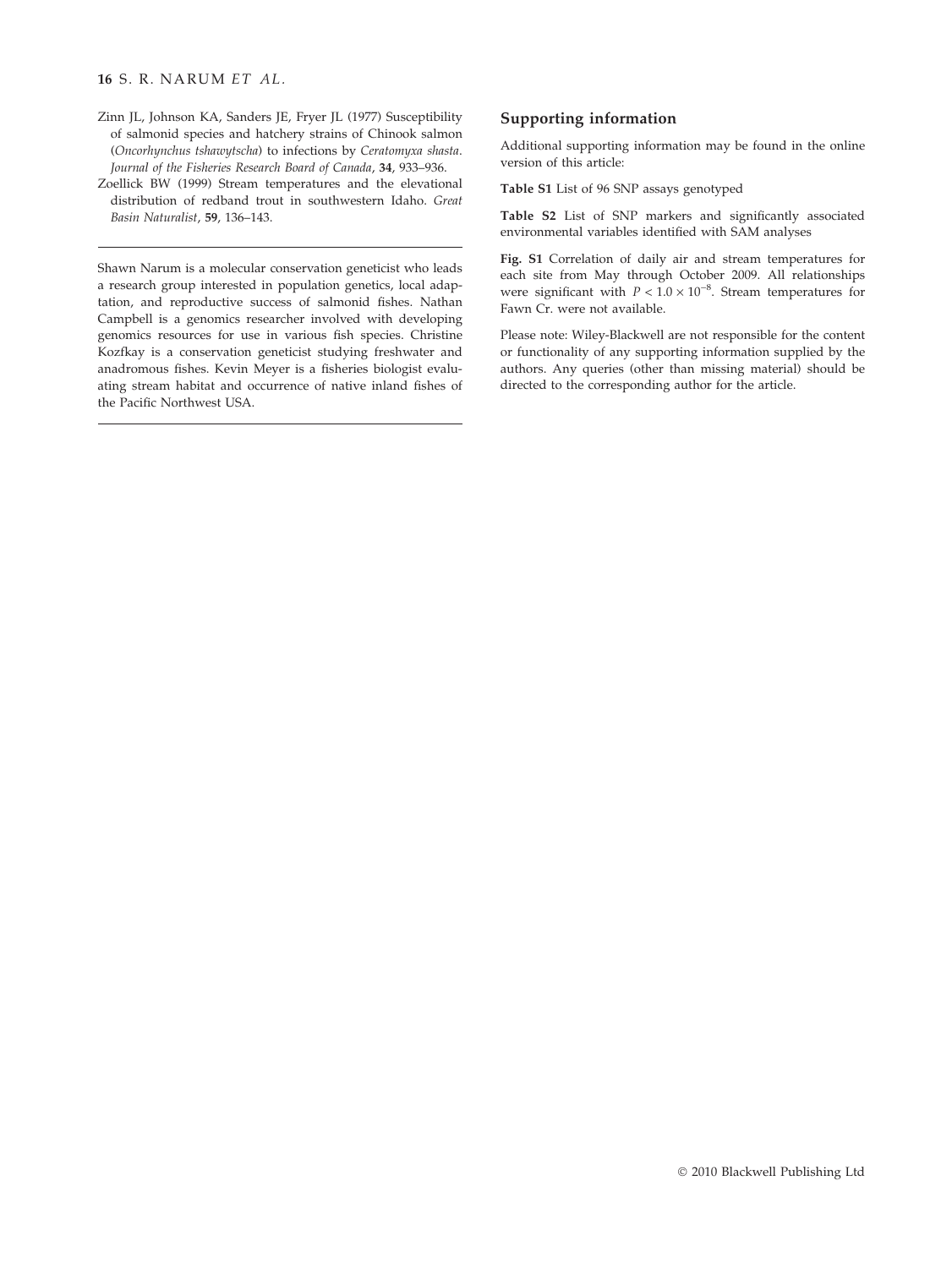Zinn JL, Johnson KA, Sanders JE, Fryer JL (1977) Susceptibility of salmonid species and hatchery strains of Chinook salmon (*Oncorhynchus tshawytscha*) to infections by *Ceratomyxa shasta*. *Journal of the Fisheries Research Board of Canada*, **34**, 933–936.

Zoellick BW (1999) Stream temperatures and the elevational distribution of redband trout in southwestern Idaho. *Great Basin Naturalist*, **59**, 136–143.

---

Shawn Narum is a molecular conservation geneticist who leads a research group interested in population genetics, local adaptation, and reproductive success of salmonid fishes. Nathan Campbell is a genomics researcher involved with developing genomics resources for use in various fish species. Christine Kozfkay is a conservation geneticist studying freshwater and anadromous fishes. Kevin Meyer is a fisheries biologist evaluating stream habitat and occurrence of native inland fishes of the Pacific Northwest USA.

---

## Supporting information

Additional supporting information may be found in the online version of this article:

**Table S1** List of 96 SNP assays genotyped

**Table S2** List of SNP markers and significantly associated environmental variables identified with SAM analyses

**Fig. S1** Correlation of daily air and stream temperatures for each site from May through October 2009. All relationships were significant with $P < 1.0 \times 10^{-8}$. Stream temperatures for Fawn Cr. were not available.

Please note: Wiley-Blackwell are not responsible for the content or functionality of any supporting information supplied by the authors. Any queries (other than missing material) should be directed to the corresponding author for the article.

© 2010 Blackwell Publishing Ltd